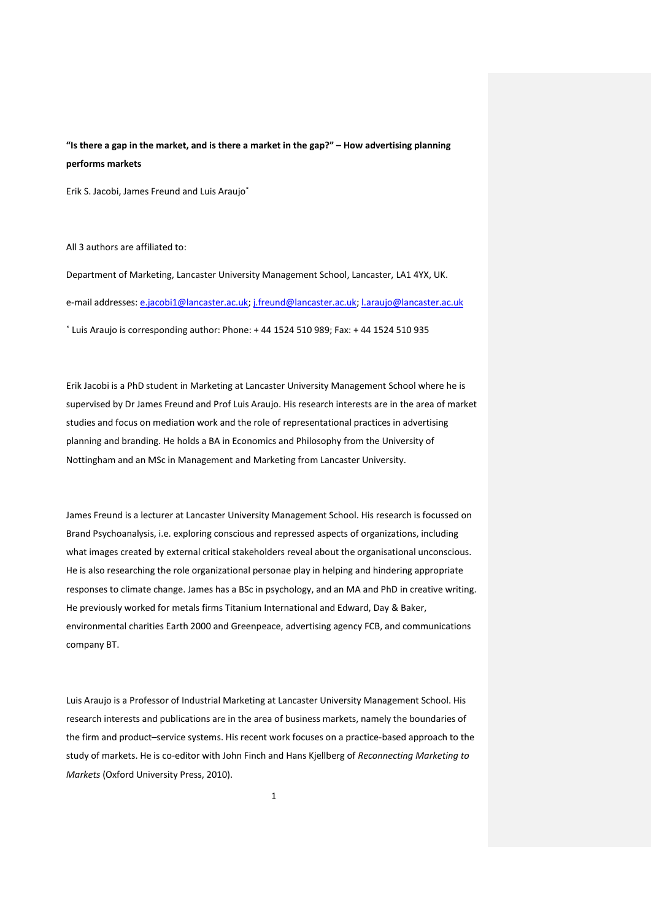**"Is there a gap in the market, and is there a market in the gap?" – How advertising planning performs markets**

Erik S. Jacobi, James Freund and Luis Araujo*

All 3 authors are affiliated to:

Department of Marketing, Lancaster University Management School, Lancaster, LA1 4YX, UK.

e-mail addresses: e.jacobi1@lancaster.ac.uk; j.freund@lancaster.ac.uk; l.araujo@lancaster.ac.uk

* Luis Araujo is corresponding author: Phone: + 44 1524 510 989; Fax: + 44 1524 510 935

Erik Jacobi is a PhD student in Marketing at Lancaster University Management School where he is supervised by Dr James Freund and Prof Luis Araujo. His research interests are in the area of market studies and focus on mediation work and the role of representational practices in advertising planning and branding. He holds a BA in Economics and Philosophy from the University of Nottingham and an MSc in Management and Marketing from Lancaster University.

James Freund is a lecturer at Lancaster University Management School. His research is focussed on Brand Psychoanalysis, i.e. exploring conscious and repressed aspects of organizations, including what images created by external critical stakeholders reveal about the organisational unconscious. He is also researching the role organizational personae play in helping and hindering appropriate responses to climate change. James has a BSc in psychology, and an MA and PhD in creative writing. He previously worked for metals firms Titanium International and Edward, Day & Baker, environmental charities Earth 2000 and Greenpeace, advertising agency FCB, and communications company BT.

Luis Araujo is a Professor of Industrial Marketing at Lancaster University Management School. His research interests and publications are in the area of business markets, namely the boundaries of the firm and product–service systems. His recent work focuses on a practice-based approach to the study of markets. He is co-editor with John Finch and Hans Kjellberg of *Reconnecting Marketing to Markets* (Oxford University Press, 2010).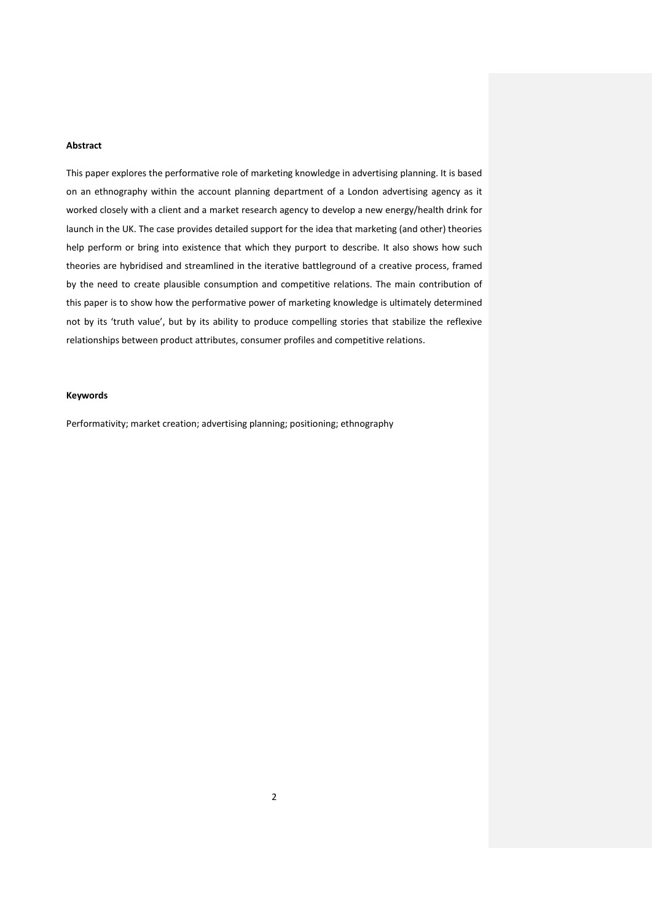**Abstract**

This paper explores the performative role of marketing knowledge in advertising planning. It is based on an ethnography within the account planning department of a London advertising agency as it worked closely with a client and a market research agency to develop a new energy/health drink for launch in the UK. The case provides detailed support for the idea that marketing (and other) theories help perform or bring into existence that which they purport to describe. It also shows how such theories are hybridised and streamlined in the iterative battleground of a creative process, framed by the need to create plausible consumption and competitive relations. The main contribution of this paper is to show how the performative power of marketing knowledge is ultimately determined not by its 'truth value', but by its ability to produce compelling stories that stabilize the reflexive relationships between product attributes, consumer profiles and competitive relations.

**Keywords**

Performativity; market creation; advertising planning; positioning; ethnography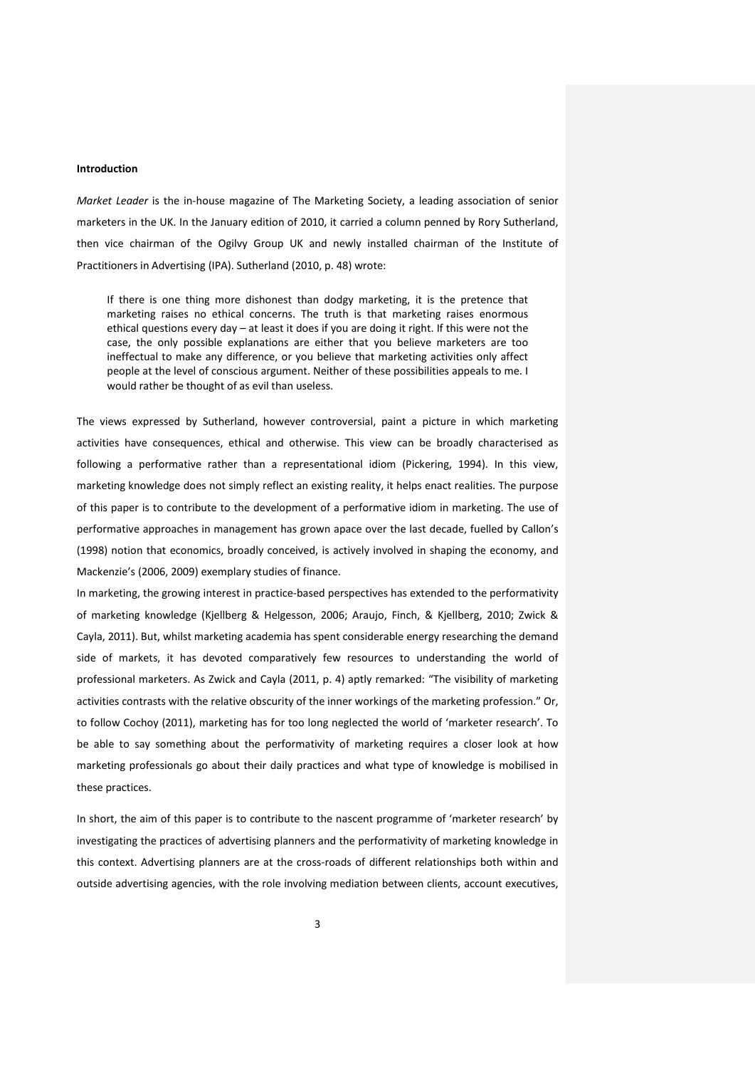**Introduction**

*Market Leader* is the in-house magazine of The Marketing Society, a leading association of senior marketers in the UK. In the January edition of 2010, it carried a column penned by Rory Sutherland, then vice chairman of the Ogilvy Group UK and newly installed chairman of the Institute of Practitioners in Advertising (IPA). Sutherland (2010, p. 48) wrote:

> If there is one thing more dishonest than dodgy marketing, it is the pretence that marketing raises no ethical concerns. The truth is that marketing raises enormous ethical questions every day – at least it does if you are doing it right. If this were not the case, the only possible explanations are either that you believe marketers are too ineffectual to make any difference, or you believe that marketing activities only affect people at the level of conscious argument. Neither of these possibilities appeals to me. I would rather be thought of as evil than useless.

The views expressed by Sutherland, however controversial, paint a picture in which marketing activities have consequences, ethical and otherwise. This view can be broadly characterised as following a performative rather than a representational idiom (Pickering, 1994). In this view, marketing knowledge does not simply reflect an existing reality, it helps enact realities. The purpose of this paper is to contribute to the development of a performative idiom in marketing. The use of performative approaches in management has grown apace over the last decade, fuelled by Callon's (1998) notion that economics, broadly conceived, is actively involved in shaping the economy, and Mackenzie's (2006, 2009) exemplary studies of finance.

In marketing, the growing interest in practice-based perspectives has extended to the performativity of marketing knowledge (Kjellberg & Helgesson, 2006; Araujo, Finch, & Kjellberg, 2010; Zwick & Cayla, 2011). But, whilst marketing academia has spent considerable energy researching the demand side of markets, it has devoted comparatively few resources to understanding the world of professional marketers. As Zwick and Cayla (2011, p. 4) aptly remarked: "The visibility of marketing activities contrasts with the relative obscurity of the inner workings of the marketing profession." Or, to follow Cochoy (2011), marketing has for too long neglected the world of 'marketer research'. To be able to say something about the performativity of marketing requires a closer look at how marketing professionals go about their daily practices and what type of knowledge is mobilised in these practices.

In short, the aim of this paper is to contribute to the nascent programme of 'marketer research' by investigating the practices of advertising planners and the performativity of marketing knowledge in this context. Advertising planners are at the cross-roads of different relationships both within and outside advertising agencies, with the role involving mediation between clients, account executives,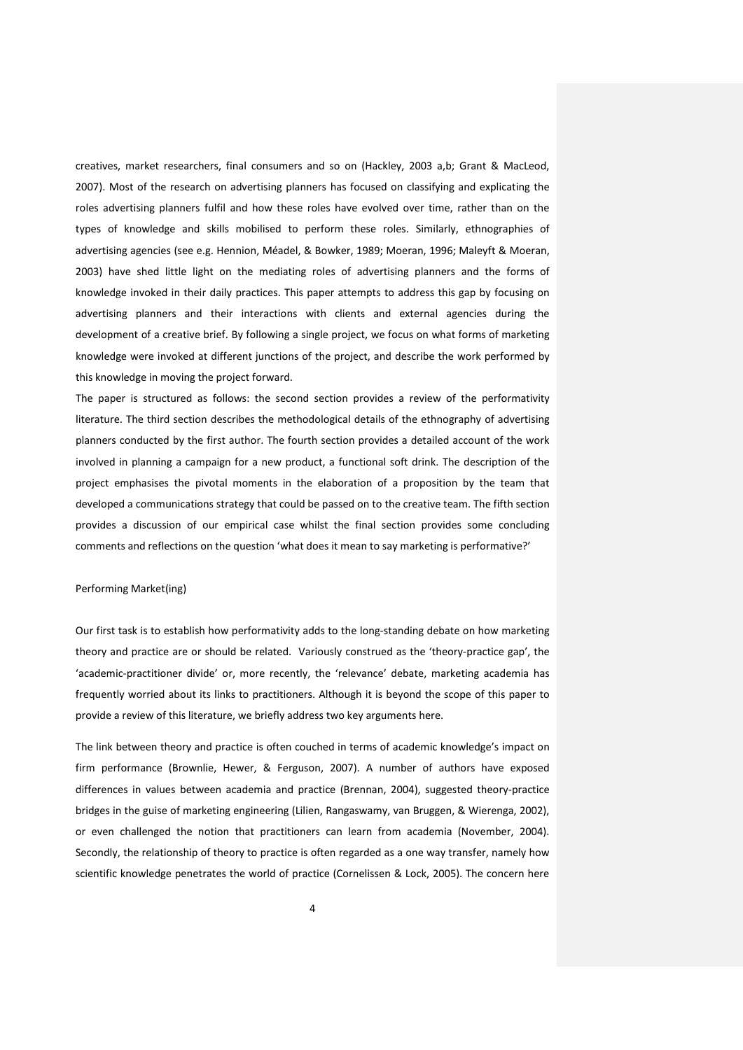creatives, market researchers, final consumers and so on (Hackley, 2003 a,b; Grant & MacLeod, 2007). Most of the research on advertising planners has focused on classifying and explicating the roles advertising planners fulfil and how these roles have evolved over time, rather than on the types of knowledge and skills mobilised to perform these roles. Similarly, ethnographies of advertising agencies (see e.g. Hennion, Méadel, & Bowker, 1989; Moeran, 1996; Maleyft & Moeran, 2003) have shed little light on the mediating roles of advertising planners and the forms of knowledge invoked in their daily practices. This paper attempts to address this gap by focusing on advertising planners and their interactions with clients and external agencies during the development of a creative brief. By following a single project, we focus on what forms of marketing knowledge were invoked at different junctions of the project, and describe the work performed by this knowledge in moving the project forward.

The paper is structured as follows: the second section provides a review of the performativity literature. The third section describes the methodological details of the ethnography of advertising planners conducted by the first author. The fourth section provides a detailed account of the work involved in planning a campaign for a new product, a functional soft drink. The description of the project emphasises the pivotal moments in the elaboration of a proposition by the team that developed a communications strategy that could be passed on to the creative team. The fifth section provides a discussion of our empirical case whilst the final section provides some concluding comments and reflections on the question 'what does it mean to say marketing is performative?'

## Performing Market(ing)

Our first task is to establish how performativity adds to the long-standing debate on how marketing theory and practice are or should be related. Variously construed as the 'theory-practice gap', the 'academic-practitioner divide' or, more recently, the 'relevance' debate, marketing academia has frequently worried about its links to practitioners. Although it is beyond the scope of this paper to provide a review of this literature, we briefly address two key arguments here.

The link between theory and practice is often couched in terms of academic knowledge's impact on firm performance (Brownlie, Hewer, & Ferguson, 2007). A number of authors have exposed differences in values between academia and practice (Brennan, 2004), suggested theory-practice bridges in the guise of marketing engineering (Lilien, Rangaswamy, van Bruggen, & Wierenga, 2002), or even challenged the notion that practitioners can learn from academia (November, 2004). Secondly, the relationship of theory to practice is often regarded as a one way transfer, namely how scientific knowledge penetrates the world of practice (Cornelissen & Lock, 2005). The concern here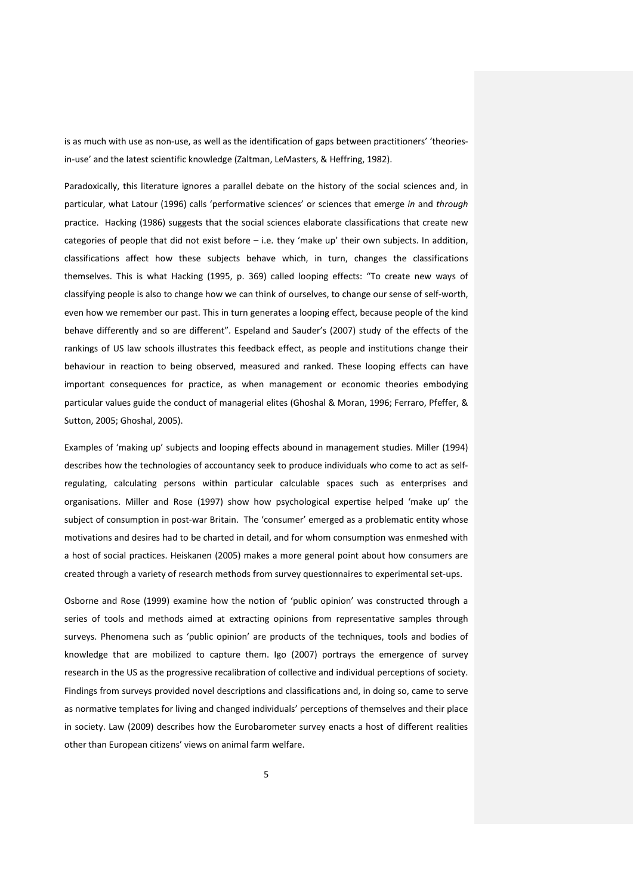is as much with use as non-use, as well as the identification of gaps between practitioners' 'theories-in-use' and the latest scientific knowledge (Zaltman, LeMasters, & Heffring, 1982).

Paradoxically, this literature ignores a parallel debate on the history of the social sciences and, in particular, what Latour (1996) calls 'performative sciences' or sciences that emerge *in* and *through* practice. Hacking (1986) suggests that the social sciences elaborate classifications that create new categories of people that did not exist before – i.e. they 'make up' their own subjects. In addition, classifications affect how these subjects behave which, in turn, changes the classifications themselves. This is what Hacking (1995, p. 369) called looping effects: "To create new ways of classifying people is also to change how we can think of ourselves, to change our sense of self-worth, even how we remember our past. This in turn generates a looping effect, because people of the kind behave differently and so are different". Espeland and Sauder's (2007) study of the effects of the rankings of US law schools illustrates this feedback effect, as people and institutions change their behaviour in reaction to being observed, measured and ranked. These looping effects can have important consequences for practice, as when management or economic theories embodying particular values guide the conduct of managerial elites (Ghoshal & Moran, 1996; Ferraro, Pfeffer, & Sutton, 2005; Ghoshal, 2005).

Examples of 'making up' subjects and looping effects abound in management studies. Miller (1994) describes how the technologies of accountancy seek to produce individuals who come to act as self-regulating, calculating persons within particular calculable spaces such as enterprises and organisations. Miller and Rose (1997) show how psychological expertise helped 'make up' the subject of consumption in post-war Britain. The 'consumer' emerged as a problematic entity whose motivations and desires had to be charted in detail, and for whom consumption was enmeshed with a host of social practices. Heiskanen (2005) makes a more general point about how consumers are created through a variety of research methods from survey questionnaires to experimental set-ups.

Osborne and Rose (1999) examine how the notion of 'public opinion' was constructed through a series of tools and methods aimed at extracting opinions from representative samples through surveys. Phenomena such as 'public opinion' are products of the techniques, tools and bodies of knowledge that are mobilized to capture them. Igo (2007) portrays the emergence of survey research in the US as the progressive recalibration of collective and individual perceptions of society. Findings from surveys provided novel descriptions and classifications and, in doing so, came to serve as normative templates for living and changed individuals' perceptions of themselves and their place in society. Law (2009) describes how the Eurobarometer survey enacts a host of different realities other than European citizens' views on animal farm welfare.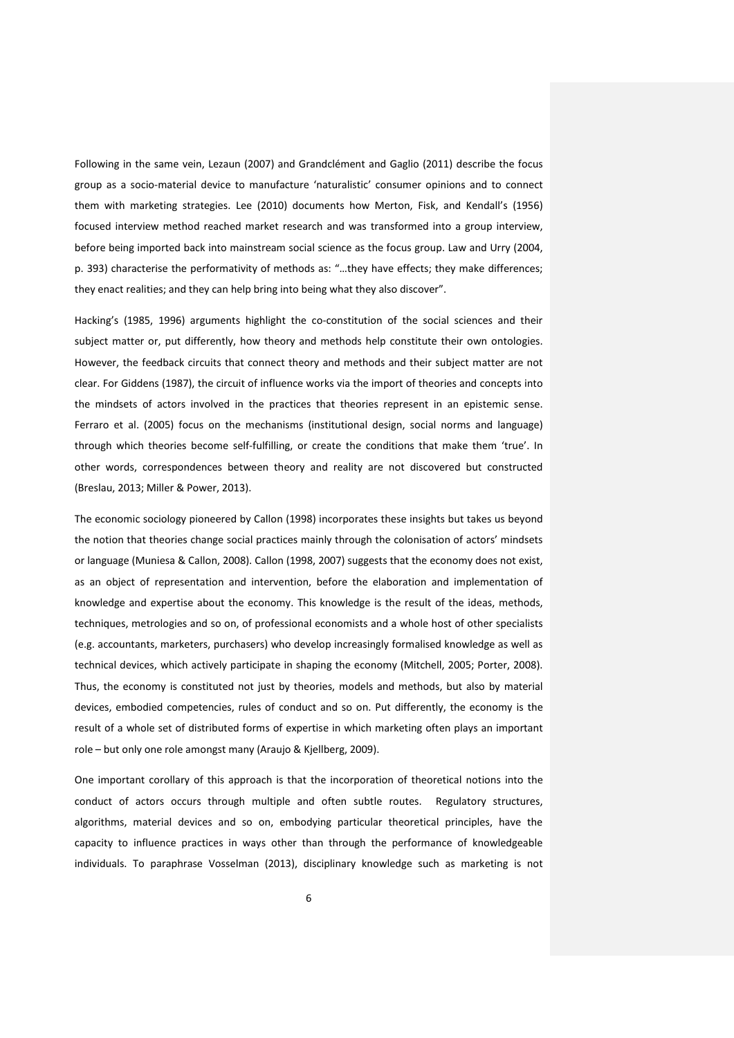Following in the same vein, Lezaun (2007) and Grandclément and Gaglio (2011) describe the focus group as a socio-material device to manufacture 'naturalistic' consumer opinions and to connect them with marketing strategies. Lee (2010) documents how Merton, Fisk, and Kendall's (1956) focused interview method reached market research and was transformed into a group interview, before being imported back into mainstream social science as the focus group. Law and Urry (2004, p. 393) characterise the performativity of methods as: "…they have effects; they make differences; they enact realities; and they can help bring into being what they also discover".

Hacking's (1985, 1996) arguments highlight the co-constitution of the social sciences and their subject matter or, put differently, how theory and methods help constitute their own ontologies. However, the feedback circuits that connect theory and methods and their subject matter are not clear. For Giddens (1987), the circuit of influence works via the import of theories and concepts into the mindsets of actors involved in the practices that theories represent in an epistemic sense. Ferraro et al. (2005) focus on the mechanisms (institutional design, social norms and language) through which theories become self-fulfilling, or create the conditions that make them 'true'. In other words, correspondences between theory and reality are not discovered but constructed (Breslau, 2013; Miller & Power, 2013).

The economic sociology pioneered by Callon (1998) incorporates these insights but takes us beyond the notion that theories change social practices mainly through the colonisation of actors' mindsets or language (Muniesa & Callon, 2008). Callon (1998, 2007) suggests that the economy does not exist, as an object of representation and intervention, before the elaboration and implementation of knowledge and expertise about the economy. This knowledge is the result of the ideas, methods, techniques, metrologies and so on, of professional economists and a whole host of other specialists (e.g. accountants, marketers, purchasers) who develop increasingly formalised knowledge as well as technical devices, which actively participate in shaping the economy (Mitchell, 2005; Porter, 2008). Thus, the economy is constituted not just by theories, models and methods, but also by material devices, embodied competencies, rules of conduct and so on. Put differently, the economy is the result of a whole set of distributed forms of expertise in which marketing often plays an important role – but only one role amongst many (Araujo & Kjellberg, 2009).

One important corollary of this approach is that the incorporation of theoretical notions into the conduct of actors occurs through multiple and often subtle routes. Regulatory structures, algorithms, material devices and so on, embodying particular theoretical principles, have the capacity to influence practices in ways other than through the performance of knowledgeable individuals. To paraphrase Vosselman (2013), disciplinary knowledge such as marketing is not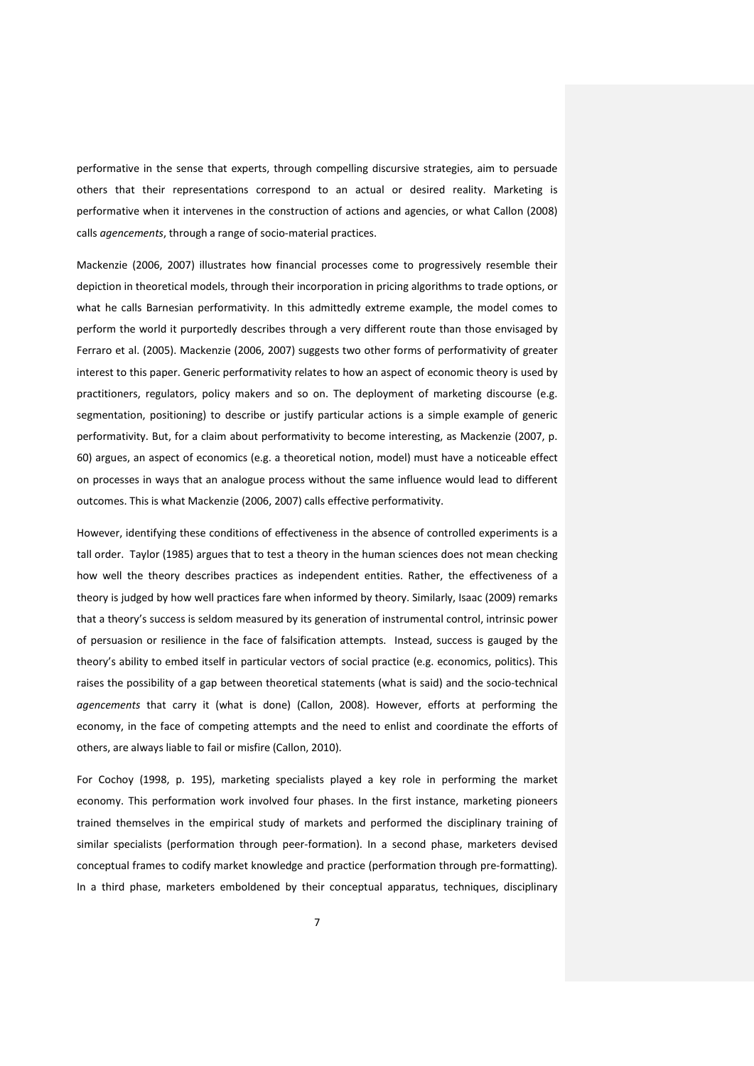performative in the sense that experts, through compelling discursive strategies, aim to persuade others that their representations correspond to an actual or desired reality. Marketing is performative when it intervenes in the construction of actions and agencies, or what Callon (2008) calls *agencements*, through a range of socio-material practices.

Mackenzie (2006, 2007) illustrates how financial processes come to progressively resemble their depiction in theoretical models, through their incorporation in pricing algorithms to trade options, or what he calls Barnesian performativity. In this admittedly extreme example, the model comes to perform the world it purportedly describes through a very different route than those envisaged by Ferraro et al. (2005). Mackenzie (2006, 2007) suggests two other forms of performativity of greater interest to this paper. Generic performativity relates to how an aspect of economic theory is used by practitioners, regulators, policy makers and so on. The deployment of marketing discourse (e.g. segmentation, positioning) to describe or justify particular actions is a simple example of generic performativity. But, for a claim about performativity to become interesting, as Mackenzie (2007, p. 60) argues, an aspect of economics (e.g. a theoretical notion, model) must have a noticeable effect on processes in ways that an analogue process without the same influence would lead to different outcomes. This is what Mackenzie (2006, 2007) calls effective performativity.

However, identifying these conditions of effectiveness in the absence of controlled experiments is a tall order. Taylor (1985) argues that to test a theory in the human sciences does not mean checking how well the theory describes practices as independent entities. Rather, the effectiveness of a theory is judged by how well practices fare when informed by theory. Similarly, Isaac (2009) remarks that a theory's success is seldom measured by its generation of instrumental control, intrinsic power of persuasion or resilience in the face of falsification attempts. Instead, success is gauged by the theory's ability to embed itself in particular vectors of social practice (e.g. economics, politics). This raises the possibility of a gap between theoretical statements (what is said) and the socio-technical *agencements* that carry it (what is done) (Callon, 2008). However, efforts at performing the economy, in the face of competing attempts and the need to enlist and coordinate the efforts of others, are always liable to fail or misfire (Callon, 2010).

For Cochoy (1998, p. 195), marketing specialists played a key role in performing the market economy. This performation work involved four phases. In the first instance, marketing pioneers trained themselves in the empirical study of markets and performed the disciplinary training of similar specialists (performation through peer-formation). In a second phase, marketers devised conceptual frames to codify market knowledge and practice (performation through pre-formatting). In a third phase, marketers emboldened by their conceptual apparatus, techniques, disciplinary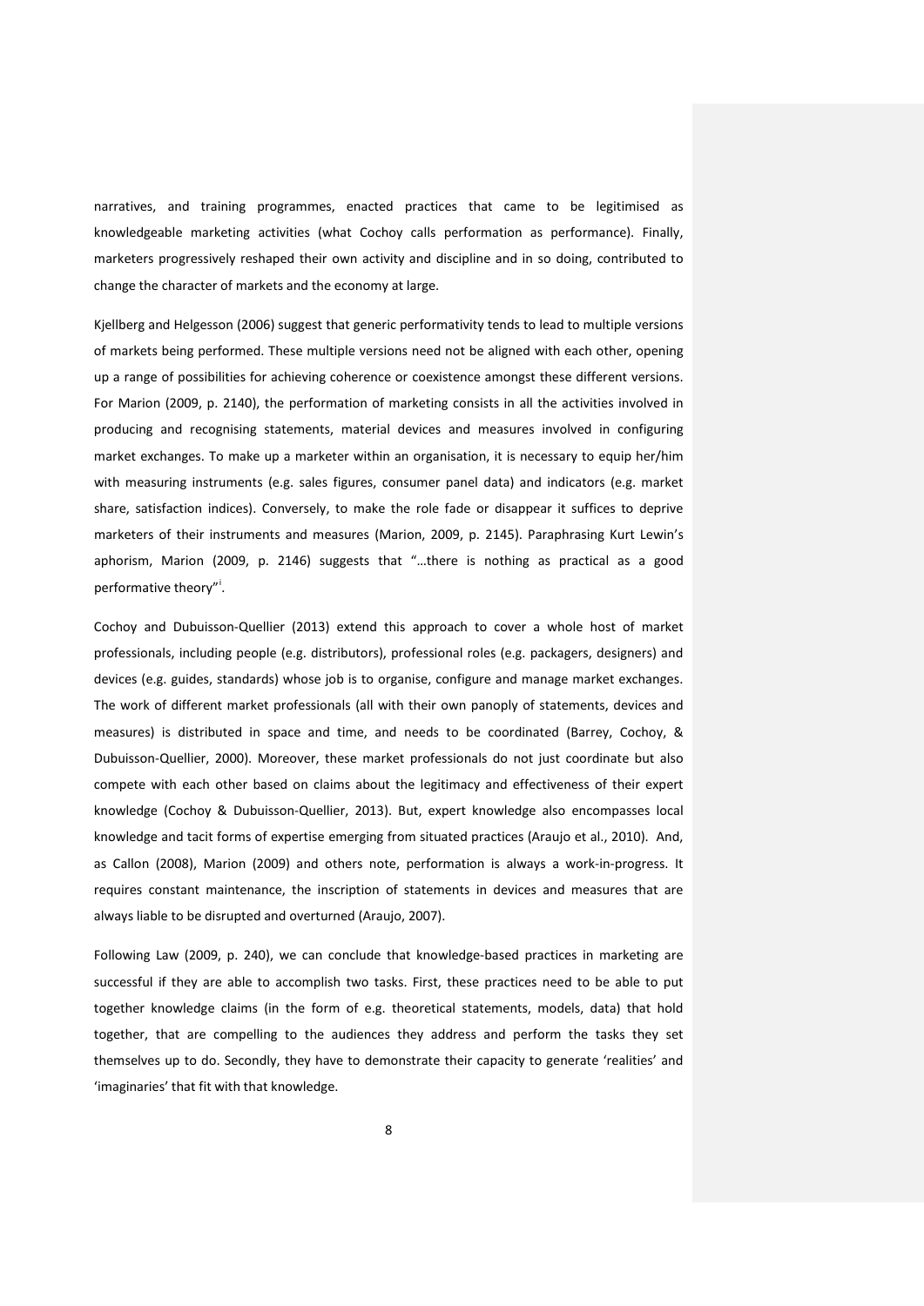narratives, and training programmes, enacted practices that came to be legitimised as knowledgeable marketing activities (what Cochoy calls performation as performance). Finally, marketers progressively reshaped their own activity and discipline and in so doing, contributed to change the character of markets and the economy at large.

Kjellberg and Helgesson (2006) suggest that generic performativity tends to lead to multiple versions of markets being performed. These multiple versions need not be aligned with each other, opening up a range of possibilities for achieving coherence or coexistence amongst these different versions. For Marion (2009, p. 2140), the performation of marketing consists in all the activities involved in producing and recognising statements, material devices and measures involved in configuring market exchanges. To make up a marketer within an organisation, it is necessary to equip her/him with measuring instruments (e.g. sales figures, consumer panel data) and indicators (e.g. market share, satisfaction indices). Conversely, to make the role fade or disappear it suffices to deprive marketers of their instruments and measures (Marion, 2009, p. 2145). Paraphrasing Kurt Lewin's aphorism, Marion (2009, p. 2146) suggests that "…there is nothing as practical as a good performative theory"[i].

Cochoy and Dubuisson-Quellier (2013) extend this approach to cover a whole host of market professionals, including people (e.g. distributors), professional roles (e.g. packagers, designers) and devices (e.g. guides, standards) whose job is to organise, configure and manage market exchanges. The work of different market professionals (all with their own panoply of statements, devices and measures) is distributed in space and time, and needs to be coordinated (Barrey, Cochoy, & Dubuisson-Quellier, 2000). Moreover, these market professionals do not just coordinate but also compete with each other based on claims about the legitimacy and effectiveness of their expert knowledge (Cochoy & Dubuisson-Quellier, 2013). But, expert knowledge also encompasses local knowledge and tacit forms of expertise emerging from situated practices (Araujo et al., 2010). And, as Callon (2008), Marion (2009) and others note, performation is always a work-in-progress. It requires constant maintenance, the inscription of statements in devices and measures that are always liable to be disrupted and overturned (Araujo, 2007).

Following Law (2009, p. 240), we can conclude that knowledge-based practices in marketing are successful if they are able to accomplish two tasks. First, these practices need to be able to put together knowledge claims (in the form of e.g. theoretical statements, models, data) that hold together, that are compelling to the audiences they address and perform the tasks they set themselves up to do. Secondly, they have to demonstrate their capacity to generate 'realities' and 'imaginaries' that fit with that knowledge.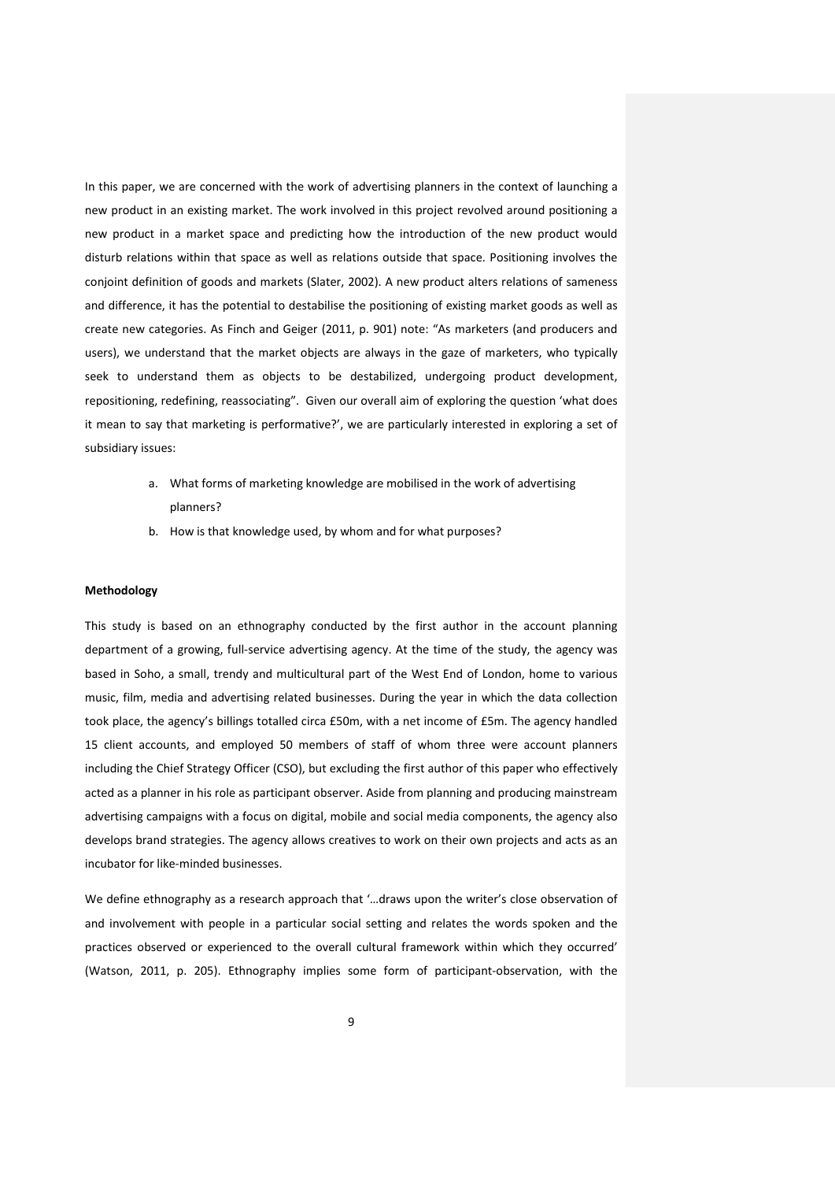In this paper, we are concerned with the work of advertising planners in the context of launching a new product in an existing market. The work involved in this project revolved around positioning a new product in a market space and predicting how the introduction of the new product would disturb relations within that space as well as relations outside that space. Positioning involves the conjoint definition of goods and markets (Slater, 2002). A new product alters relations of sameness and difference, it has the potential to destabilise the positioning of existing market goods as well as create new categories. As Finch and Geiger (2011, p. 901) note: "As marketers (and producers and users), we understand that the market objects are always in the gaze of marketers, who typically seek to understand them as objects to be destabilized, undergoing product development, repositioning, redefining, reassociating". Given our overall aim of exploring the question 'what does it mean to say that marketing is performative?', we are particularly interested in exploring a set of subsidiary issues:

a. What forms of marketing knowledge are mobilised in the work of advertising planners?
b. How is that knowledge used, by whom and for what purposes?

**Methodology**

This study is based on an ethnography conducted by the first author in the account planning department of a growing, full-service advertising agency. At the time of the study, the agency was based in Soho, a small, trendy and multicultural part of the West End of London, home to various music, film, media and advertising related businesses. During the year in which the data collection took place, the agency's billings totalled circa £50m, with a net income of £5m. The agency handled 15 client accounts, and employed 50 members of staff of whom three were account planners including the Chief Strategy Officer (CSO), but excluding the first author of this paper who effectively acted as a planner in his role as participant observer. Aside from planning and producing mainstream advertising campaigns with a focus on digital, mobile and social media components, the agency also develops brand strategies. The agency allows creatives to work on their own projects and acts as an incubator for like-minded businesses.

We define ethnography as a research approach that '…draws upon the writer's close observation of and involvement with people in a particular social setting and relates the words spoken and the practices observed or experienced to the overall cultural framework within which they occurred' (Watson, 2011, p. 205). Ethnography implies some form of participant-observation, with the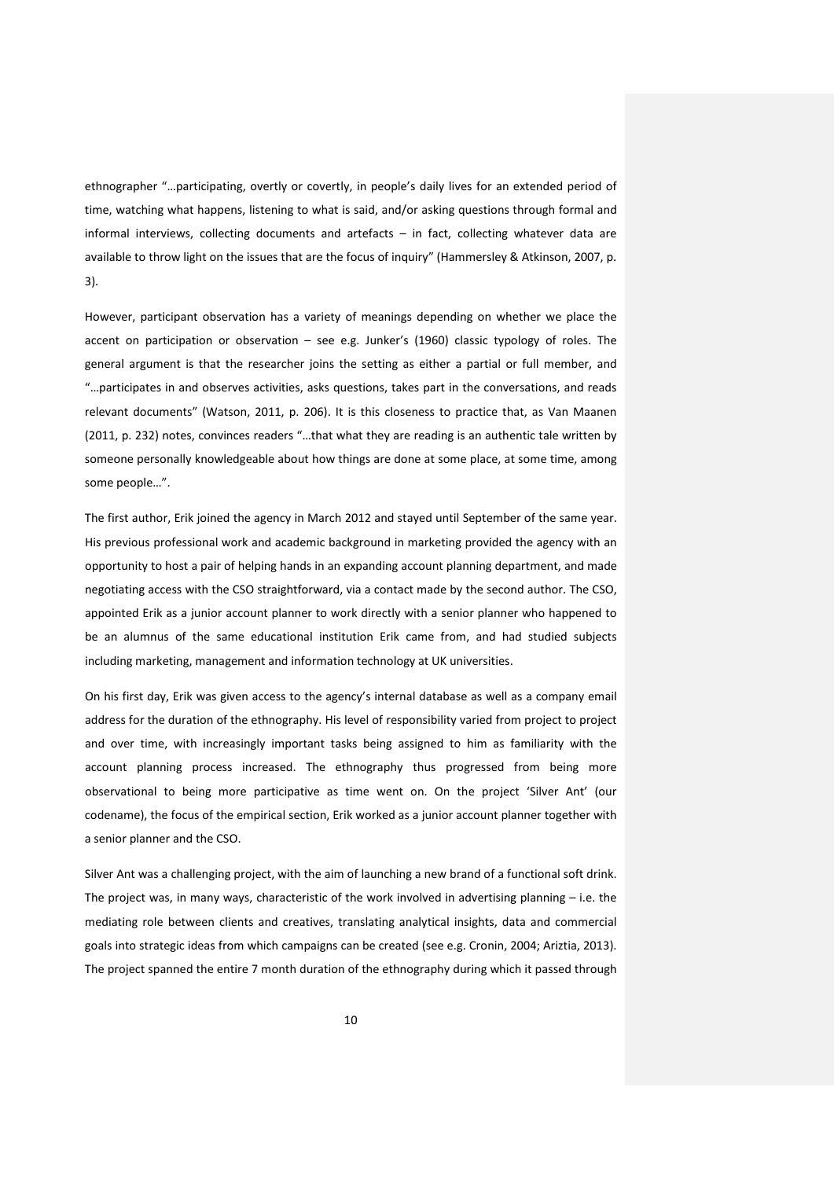ethnographer "…participating, overtly or covertly, in people's daily lives for an extended period of time, watching what happens, listening to what is said, and/or asking questions through formal and informal interviews, collecting documents and artefacts – in fact, collecting whatever data are available to throw light on the issues that are the focus of inquiry" (Hammersley & Atkinson, 2007, p. 3).

However, participant observation has a variety of meanings depending on whether we place the accent on participation or observation – see e.g. Junker's (1960) classic typology of roles. The general argument is that the researcher joins the setting as either a partial or full member, and "…participates in and observes activities, asks questions, takes part in the conversations, and reads relevant documents" (Watson, 2011, p. 206). It is this closeness to practice that, as Van Maanen (2011, p. 232) notes, convinces readers "…that what they are reading is an authentic tale written by someone personally knowledgeable about how things are done at some place, at some time, among some people…".

The first author, Erik joined the agency in March 2012 and stayed until September of the same year. His previous professional work and academic background in marketing provided the agency with an opportunity to host a pair of helping hands in an expanding account planning department, and made negotiating access with the CSO straightforward, via a contact made by the second author. The CSO, appointed Erik as a junior account planner to work directly with a senior planner who happened to be an alumnus of the same educational institution Erik came from, and had studied subjects including marketing, management and information technology at UK universities.

On his first day, Erik was given access to the agency's internal database as well as a company email address for the duration of the ethnography. His level of responsibility varied from project to project and over time, with increasingly important tasks being assigned to him as familiarity with the account planning process increased. The ethnography thus progressed from being more observational to being more participative as time went on. On the project 'Silver Ant' (our codename), the focus of the empirical section, Erik worked as a junior account planner together with a senior planner and the CSO.

Silver Ant was a challenging project, with the aim of launching a new brand of a functional soft drink. The project was, in many ways, characteristic of the work involved in advertising planning – i.e. the mediating role between clients and creatives, translating analytical insights, data and commercial goals into strategic ideas from which campaigns can be created (see e.g. Cronin, 2004; Ariztia, 2013). The project spanned the entire 7 month duration of the ethnography during which it passed through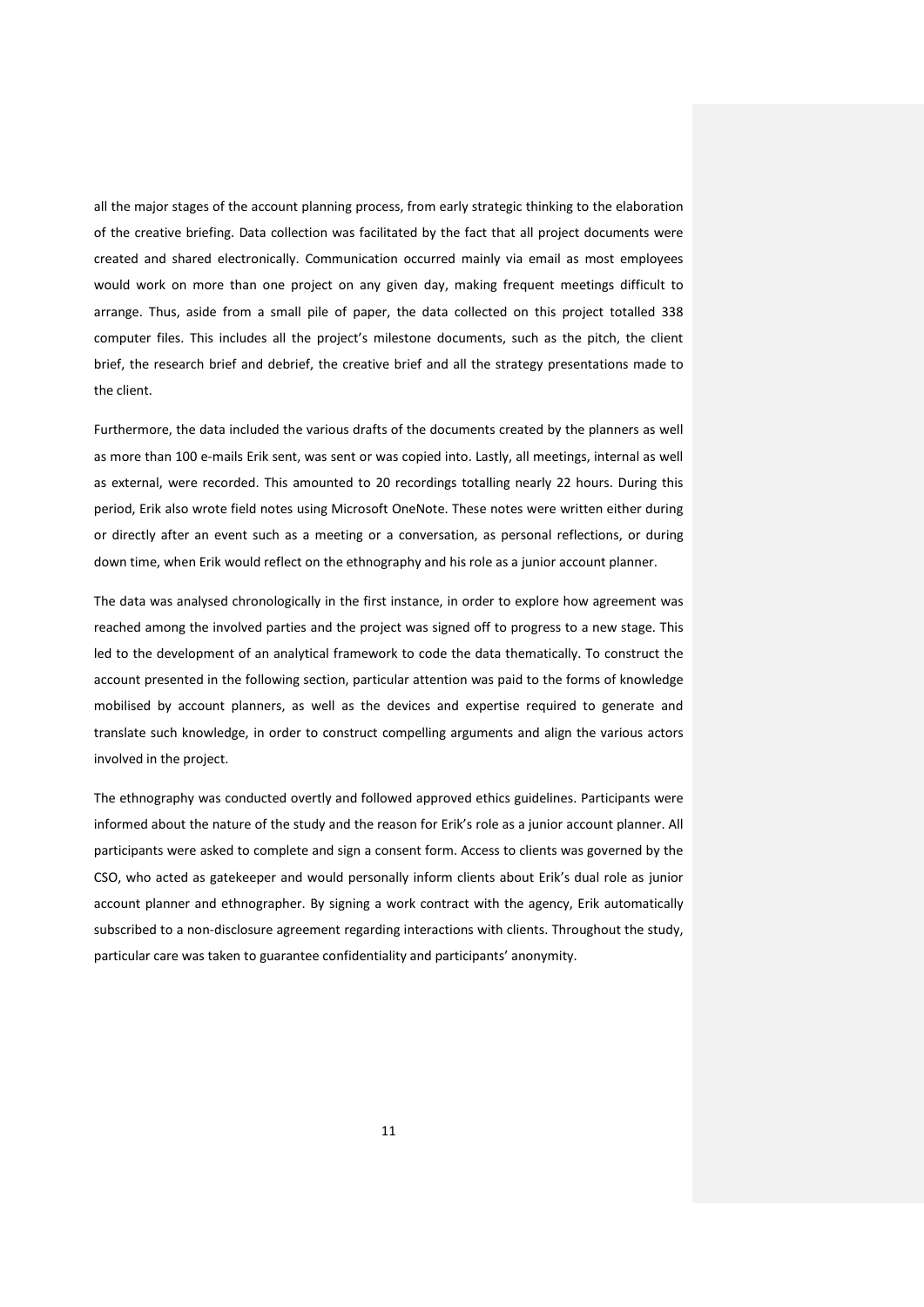all the major stages of the account planning process, from early strategic thinking to the elaboration of the creative briefing. Data collection was facilitated by the fact that all project documents were created and shared electronically. Communication occurred mainly via email as most employees would work on more than one project on any given day, making frequent meetings difficult to arrange. Thus, aside from a small pile of paper, the data collected on this project totalled 338 computer files. This includes all the project's milestone documents, such as the pitch, the client brief, the research brief and debrief, the creative brief and all the strategy presentations made to the client.

Furthermore, the data included the various drafts of the documents created by the planners as well as more than 100 e-mails Erik sent, was sent or was copied into. Lastly, all meetings, internal as well as external, were recorded. This amounted to 20 recordings totalling nearly 22 hours. During this period, Erik also wrote field notes using Microsoft OneNote. These notes were written either during or directly after an event such as a meeting or a conversation, as personal reflections, or during down time, when Erik would reflect on the ethnography and his role as a junior account planner.

The data was analysed chronologically in the first instance, in order to explore how agreement was reached among the involved parties and the project was signed off to progress to a new stage. This led to the development of an analytical framework to code the data thematically. To construct the account presented in the following section, particular attention was paid to the forms of knowledge mobilised by account planners, as well as the devices and expertise required to generate and translate such knowledge, in order to construct compelling arguments and align the various actors involved in the project.

The ethnography was conducted overtly and followed approved ethics guidelines. Participants were informed about the nature of the study and the reason for Erik's role as a junior account planner. All participants were asked to complete and sign a consent form. Access to clients was governed by the CSO, who acted as gatekeeper and would personally inform clients about Erik's dual role as junior account planner and ethnographer. By signing a work contract with the agency, Erik automatically subscribed to a non-disclosure agreement regarding interactions with clients. Throughout the study, particular care was taken to guarantee confidentiality and participants' anonymity.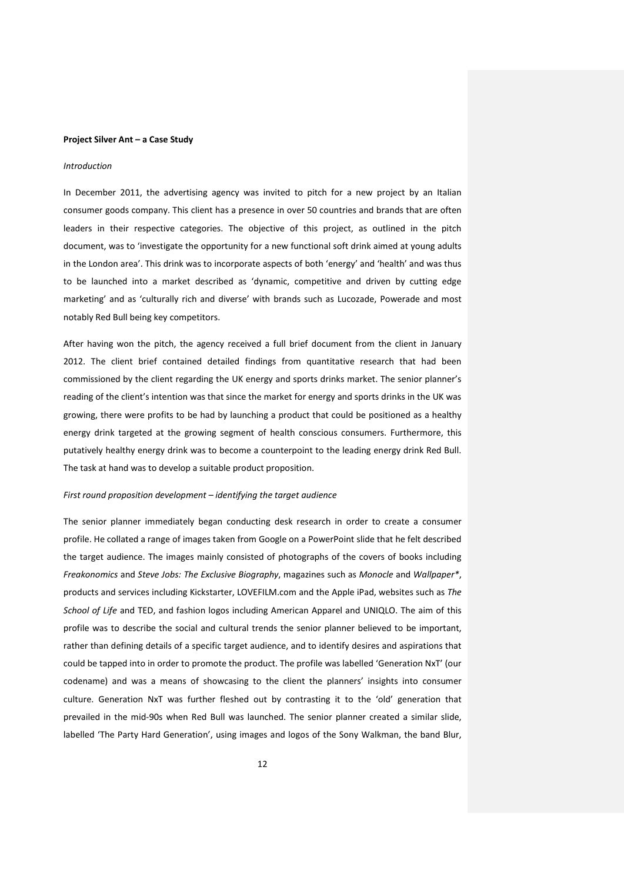**Project Silver Ant – a Case Study**

*Introduction*

In December 2011, the advertising agency was invited to pitch for a new project by an Italian consumer goods company. This client has a presence in over 50 countries and brands that are often leaders in their respective categories. The objective of this project, as outlined in the pitch document, was to 'investigate the opportunity for a new functional soft drink aimed at young adults in the London area'. This drink was to incorporate aspects of both 'energy' and 'health' and was thus to be launched into a market described as 'dynamic, competitive and driven by cutting edge marketing' and as 'culturally rich and diverse' with brands such as Lucozade, Powerade and most notably Red Bull being key competitors.

After having won the pitch, the agency received a full brief document from the client in January 2012. The client brief contained detailed findings from quantitative research that had been commissioned by the client regarding the UK energy and sports drinks market. The senior planner's reading of the client's intention was that since the market for energy and sports drinks in the UK was growing, there were profits to be had by launching a product that could be positioned as a healthy energy drink targeted at the growing segment of health conscious consumers. Furthermore, this putatively healthy energy drink was to become a counterpoint to the leading energy drink Red Bull. The task at hand was to develop a suitable product proposition.

*First round proposition development – identifying the target audience*

The senior planner immediately began conducting desk research in order to create a consumer profile. He collated a range of images taken from Google on a PowerPoint slide that he felt described the target audience. The images mainly consisted of photographs of the covers of books including *Freakonomics* and *Steve Jobs: The Exclusive Biography*, magazines such as *Monocle* and *Wallpaper**, products and services including Kickstarter, LOVEFILM.com and the Apple iPad, websites such as *The School of Life* and TED, and fashion logos including American Apparel and UNIQLO. The aim of this profile was to describe the social and cultural trends the senior planner believed to be important, rather than defining details of a specific target audience, and to identify desires and aspirations that could be tapped into in order to promote the product. The profile was labelled 'Generation NxT' (our codename) and was a means of showcasing to the client the planners' insights into consumer culture. Generation NxT was further fleshed out by contrasting it to the 'old' generation that prevailed in the mid-90s when Red Bull was launched. The senior planner created a similar slide, labelled 'The Party Hard Generation', using images and logos of the Sony Walkman, the band Blur,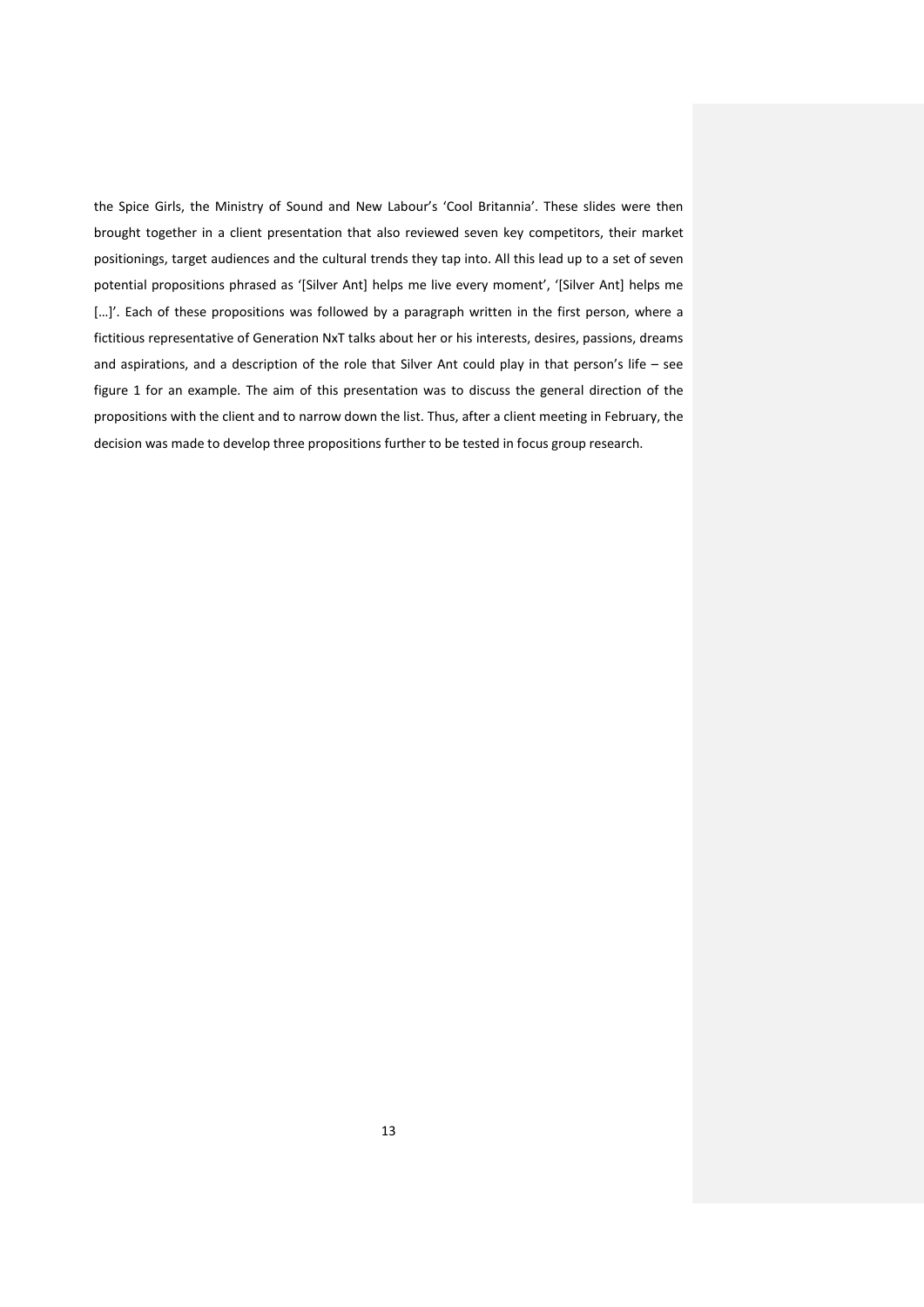the Spice Girls, the Ministry of Sound and New Labour's 'Cool Britannia'. These slides were then brought together in a client presentation that also reviewed seven key competitors, their market positionings, target audiences and the cultural trends they tap into. All this lead up to a set of seven potential propositions phrased as '[Silver Ant] helps me live every moment', '[Silver Ant] helps me […]'. Each of these propositions was followed by a paragraph written in the first person, where a fictitious representative of Generation NxT talks about her or his interests, desires, passions, dreams and aspirations, and a description of the role that Silver Ant could play in that person's life – see figure 1 for an example. The aim of this presentation was to discuss the general direction of the propositions with the client and to narrow down the list. Thus, after a client meeting in February, the decision was made to develop three propositions further to be tested in focus group research.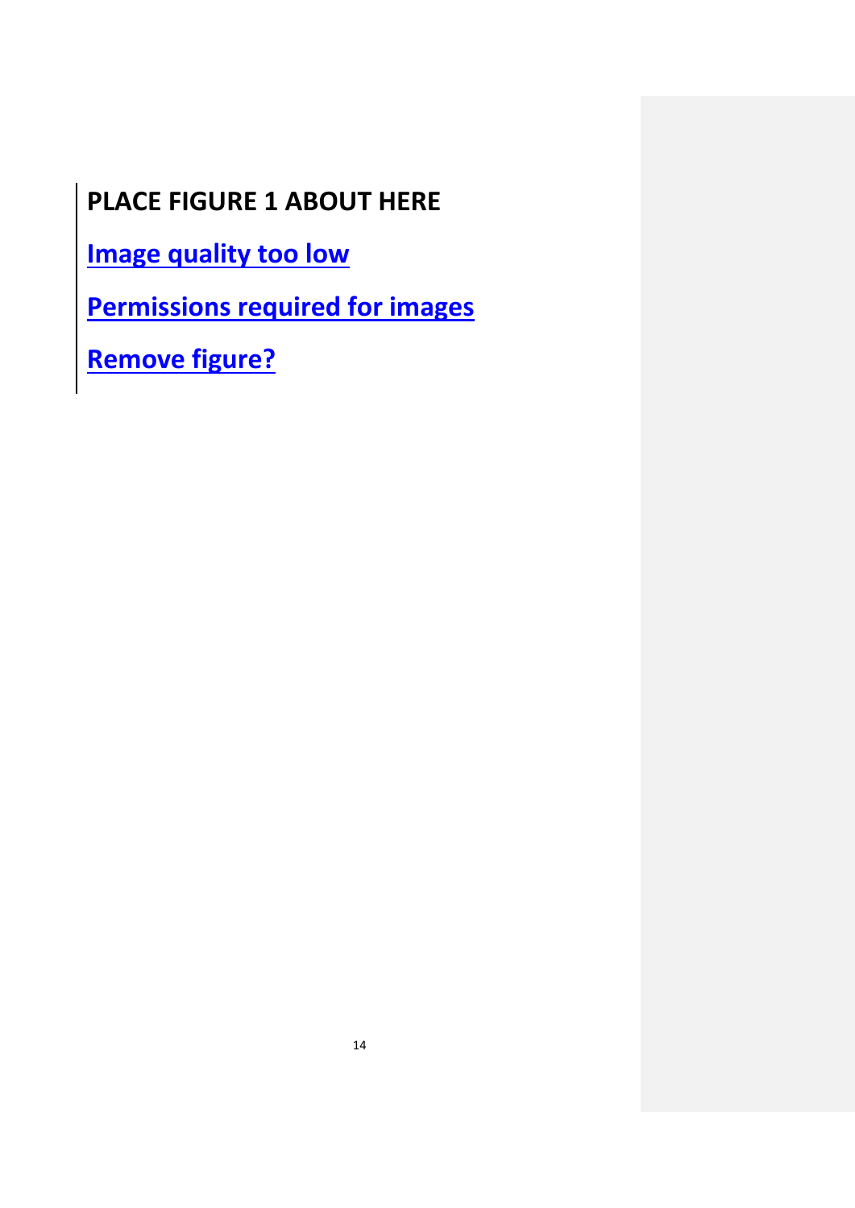**PLACE FIGURE 1 ABOUT HERE**

**Image quality too low**

**Permissions required for images**

**Remove figure?**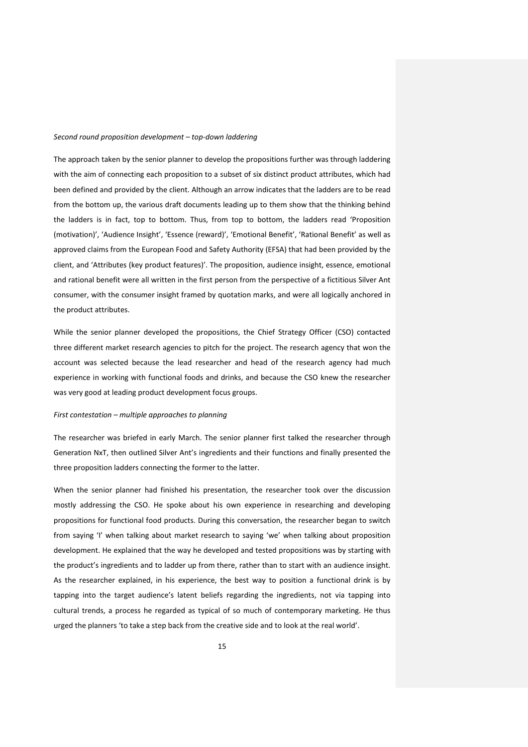*Second round proposition development – top-down laddering*

The approach taken by the senior planner to develop the propositions further was through laddering with the aim of connecting each proposition to a subset of six distinct product attributes, which had been defined and provided by the client. Although an arrow indicates that the ladders are to be read from the bottom up, the various draft documents leading up to them show that the thinking behind the ladders is in fact, top to bottom. Thus, from top to bottom, the ladders read 'Proposition (motivation)', 'Audience Insight', 'Essence (reward)', 'Emotional Benefit', 'Rational Benefit' as well as approved claims from the European Food and Safety Authority (EFSA) that had been provided by the client, and 'Attributes (key product features)'. The proposition, audience insight, essence, emotional and rational benefit were all written in the first person from the perspective of a fictitious Silver Ant consumer, with the consumer insight framed by quotation marks, and were all logically anchored in the product attributes.

While the senior planner developed the propositions, the Chief Strategy Officer (CSO) contacted three different market research agencies to pitch for the project. The research agency that won the account was selected because the lead researcher and head of the research agency had much experience in working with functional foods and drinks, and because the CSO knew the researcher was very good at leading product development focus groups.

*First contestation – multiple approaches to planning*

The researcher was briefed in early March. The senior planner first talked the researcher through Generation NxT, then outlined Silver Ant's ingredients and their functions and finally presented the three proposition ladders connecting the former to the latter.

When the senior planner had finished his presentation, the researcher took over the discussion mostly addressing the CSO. He spoke about his own experience in researching and developing propositions for functional food products. During this conversation, the researcher began to switch from saying 'I' when talking about market research to saying 'we' when talking about proposition development. He explained that the way he developed and tested propositions was by starting with the product's ingredients and to ladder up from there, rather than to start with an audience insight. As the researcher explained, in his experience, the best way to position a functional drink is by tapping into the target audience's latent beliefs regarding the ingredients, not via tapping into cultural trends, a process he regarded as typical of so much of contemporary marketing. He thus urged the planners 'to take a step back from the creative side and to look at the real world'.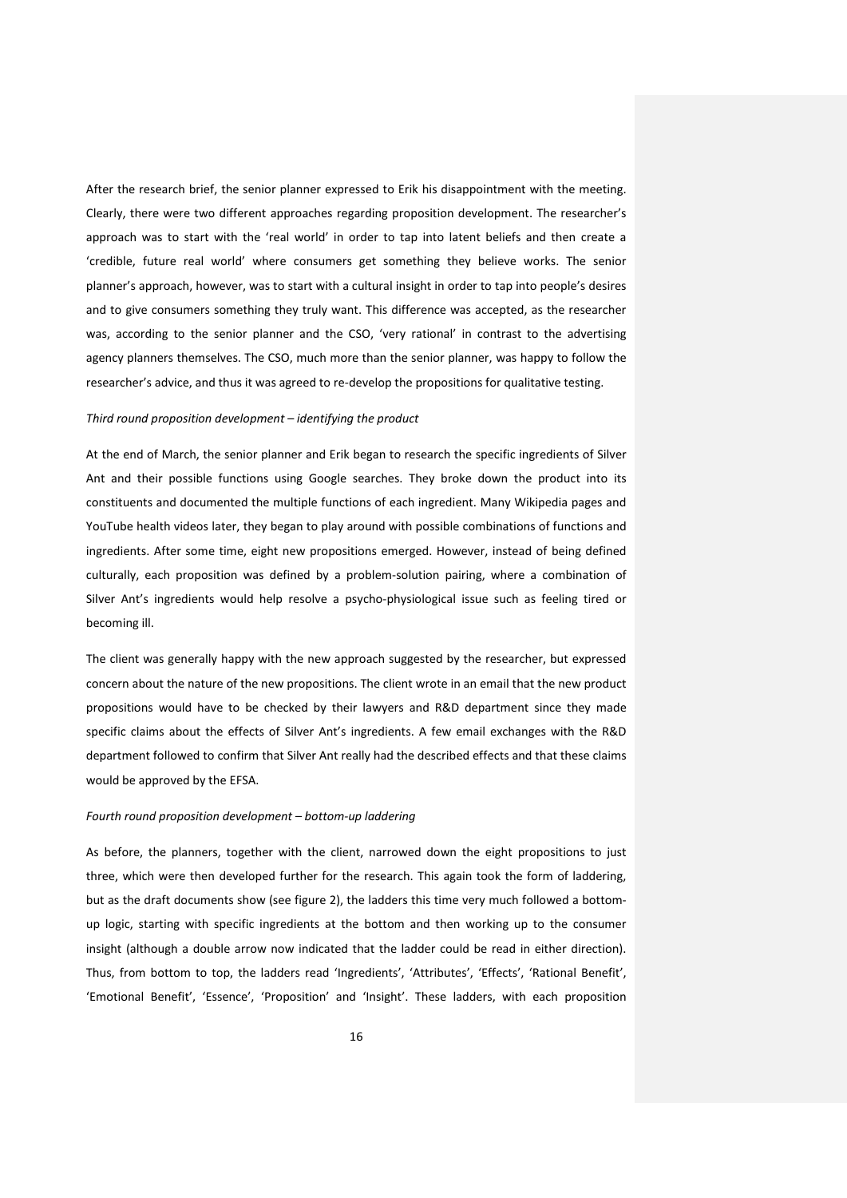After the research brief, the senior planner expressed to Erik his disappointment with the meeting. Clearly, there were two different approaches regarding proposition development. The researcher's approach was to start with the 'real world' in order to tap into latent beliefs and then create a 'credible, future real world' where consumers get something they believe works. The senior planner's approach, however, was to start with a cultural insight in order to tap into people's desires and to give consumers something they truly want. This difference was accepted, as the researcher was, according to the senior planner and the CSO, 'very rational' in contrast to the advertising agency planners themselves. The CSO, much more than the senior planner, was happy to follow the researcher's advice, and thus it was agreed to re-develop the propositions for qualitative testing.

*Third round proposition development – identifying the product*

At the end of March, the senior planner and Erik began to research the specific ingredients of Silver Ant and their possible functions using Google searches. They broke down the product into its constituents and documented the multiple functions of each ingredient. Many Wikipedia pages and YouTube health videos later, they began to play around with possible combinations of functions and ingredients. After some time, eight new propositions emerged. However, instead of being defined culturally, each proposition was defined by a problem-solution pairing, where a combination of Silver Ant's ingredients would help resolve a psycho-physiological issue such as feeling tired or becoming ill.

The client was generally happy with the new approach suggested by the researcher, but expressed concern about the nature of the new propositions. The client wrote in an email that the new product propositions would have to be checked by their lawyers and R&D department since they made specific claims about the effects of Silver Ant's ingredients. A few email exchanges with the R&D department followed to confirm that Silver Ant really had the described effects and that these claims would be approved by the EFSA.

*Fourth round proposition development – bottom-up laddering*

As before, the planners, together with the client, narrowed down the eight propositions to just three, which were then developed further for the research. This again took the form of laddering, but as the draft documents show (see figure 2), the ladders this time very much followed a bottom-up logic, starting with specific ingredients at the bottom and then working up to the consumer insight (although a double arrow now indicated that the ladder could be read in either direction). Thus, from bottom to top, the ladders read 'Ingredients', 'Attributes', 'Effects', 'Rational Benefit', 'Emotional Benefit', 'Essence', 'Proposition' and 'Insight'. These ladders, with each proposition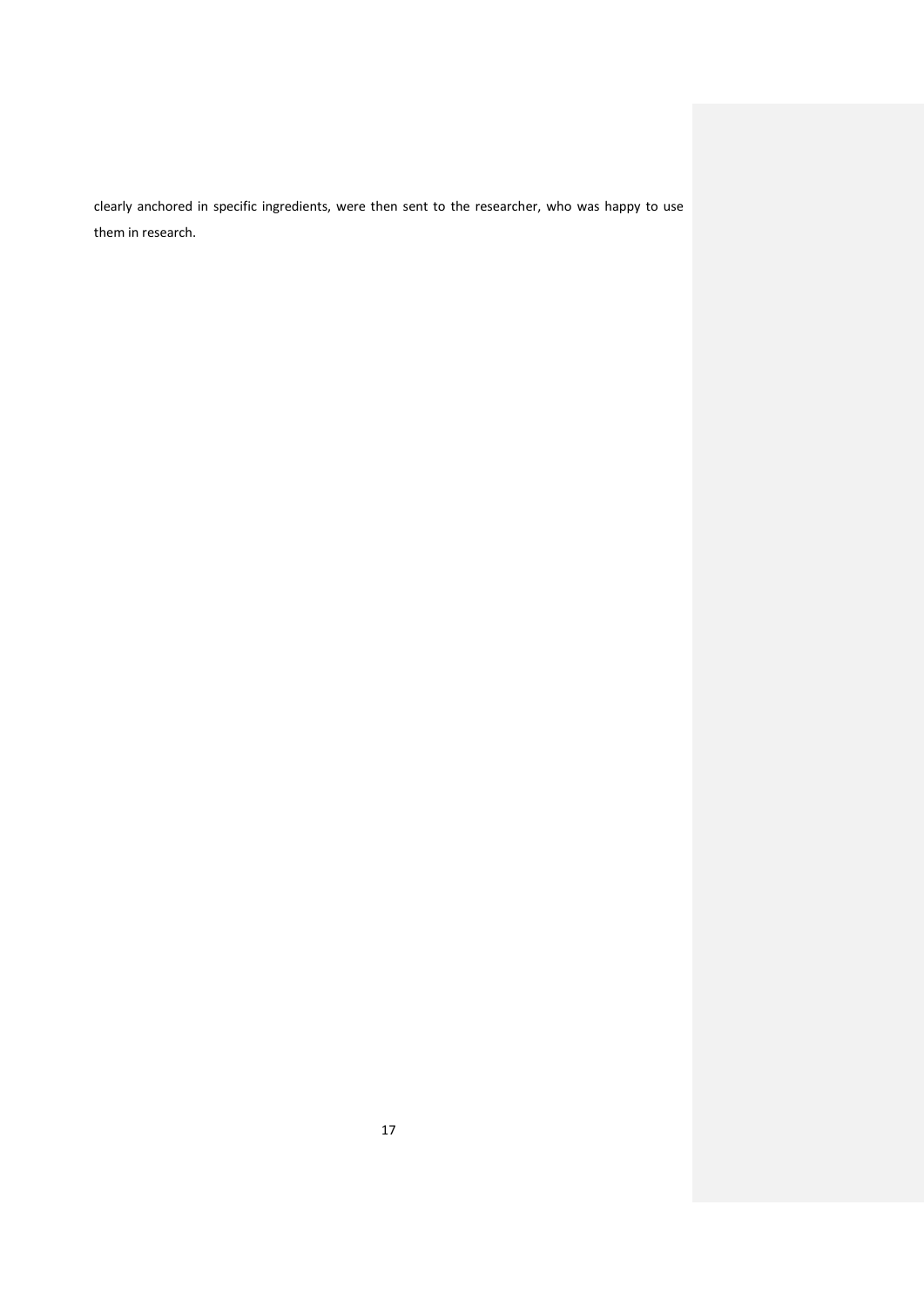clearly anchored in specific ingredients, were then sent to the researcher, who was happy to use them in research.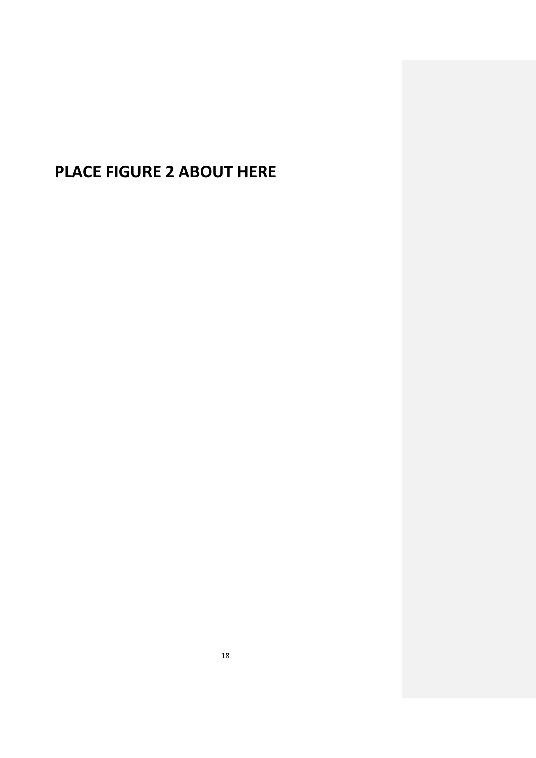**PLACE FIGURE 2 ABOUT HERE**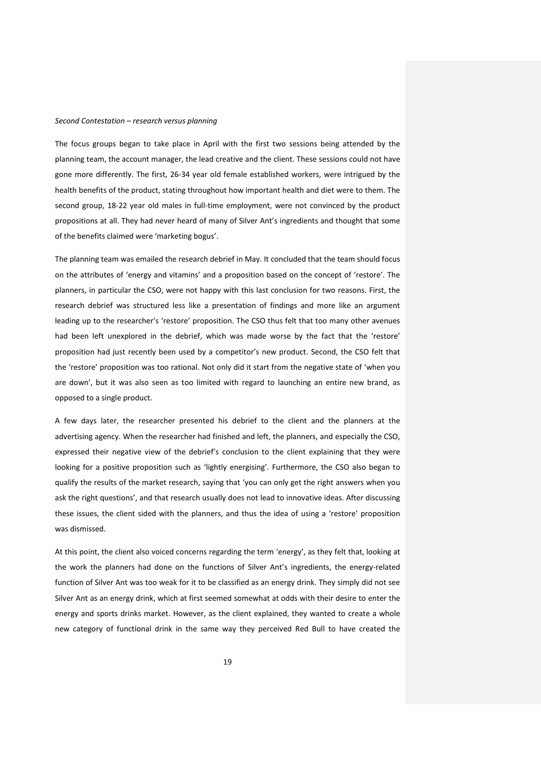*Second Contestation – research versus planning*

The focus groups began to take place in April with the first two sessions being attended by the planning team, the account manager, the lead creative and the client. These sessions could not have gone more differently. The first, 26-34 year old female established workers, were intrigued by the health benefits of the product, stating throughout how important health and diet were to them. The second group, 18-22 year old males in full-time employment, were not convinced by the product propositions at all. They had never heard of many of Silver Ant's ingredients and thought that some of the benefits claimed were 'marketing bogus'.

The planning team was emailed the research debrief in May. It concluded that the team should focus on the attributes of 'energy and vitamins' and a proposition based on the concept of 'restore'. The planners, in particular the CSO, were not happy with this last conclusion for two reasons. First, the research debrief was structured less like a presentation of findings and more like an argument leading up to the researcher's 'restore' proposition. The CSO thus felt that too many other avenues had been left unexplored in the debrief, which was made worse by the fact that the 'restore' proposition had just recently been used by a competitor's new product. Second, the CSO felt that the 'restore' proposition was too rational. Not only did it start from the negative state of 'when you are down', but it was also seen as too limited with regard to launching an entire new brand, as opposed to a single product.

A few days later, the researcher presented his debrief to the client and the planners at the advertising agency. When the researcher had finished and left, the planners, and especially the CSO, expressed their negative view of the debrief's conclusion to the client explaining that they were looking for a positive proposition such as 'lightly energising'. Furthermore, the CSO also began to qualify the results of the market research, saying that 'you can only get the right answers when you ask the right questions', and that research usually does not lead to innovative ideas. After discussing these issues, the client sided with the planners, and thus the idea of using a 'restore' proposition was dismissed.

At this point, the client also voiced concerns regarding the term 'energy', as they felt that, looking at the work the planners had done on the functions of Silver Ant's ingredients, the energy-related function of Silver Ant was too weak for it to be classified as an energy drink. They simply did not see Silver Ant as an energy drink, which at first seemed somewhat at odds with their desire to enter the energy and sports drinks market. However, as the client explained, they wanted to create a whole new category of functional drink in the same way they perceived Red Bull to have created the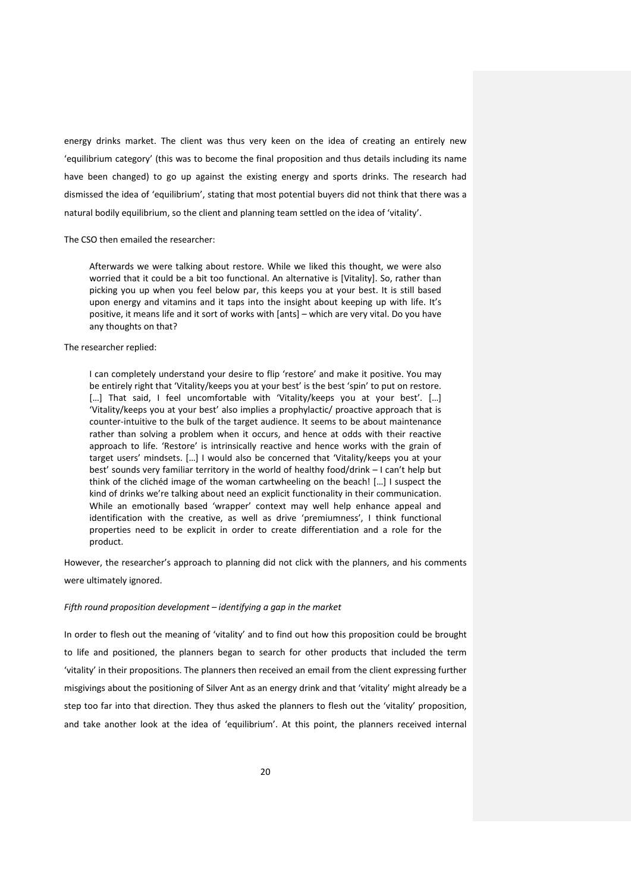energy drinks market. The client was thus very keen on the idea of creating an entirely new 'equilibrium category' (this was to become the final proposition and thus details including its name have been changed) to go up against the existing energy and sports drinks. The research had dismissed the idea of 'equilibrium', stating that most potential buyers did not think that there was a natural bodily equilibrium, so the client and planning team settled on the idea of 'vitality'.

The CSO then emailed the researcher:

> Afterwards we were talking about restore. While we liked this thought, we were also worried that it could be a bit too functional. An alternative is [Vitality]. So, rather than picking you up when you feel below par, this keeps you at your best. It is still based upon energy and vitamins and it taps into the insight about keeping up with life. It's positive, it means life and it sort of works with [ants] – which are very vital. Do you have any thoughts on that?

The researcher replied:

> I can completely understand your desire to flip 'restore' and make it positive. You may be entirely right that 'Vitality/keeps you at your best' is the best 'spin' to put on restore. […] That said, I feel uncomfortable with 'Vitality/keeps you at your best'. […] 'Vitality/keeps you at your best' also implies a prophylactic/ proactive approach that is counter-intuitive to the bulk of the target audience. It seems to be about maintenance rather than solving a problem when it occurs, and hence at odds with their reactive approach to life. 'Restore' is intrinsically reactive and hence works with the grain of target users' mindsets. […] I would also be concerned that 'Vitality/keeps you at your best' sounds very familiar territory in the world of healthy food/drink – I can't help but think of the clichéd image of the woman cartwheeling on the beach! […] I suspect the kind of drinks we're talking about need an explicit functionality in their communication. While an emotionally based 'wrapper' context may well help enhance appeal and identification with the creative, as well as drive 'premiumness', I think functional properties need to be explicit in order to create differentiation and a role for the product.

However, the researcher's approach to planning did not click with the planners, and his comments were ultimately ignored.

*Fifth round proposition development – identifying a gap in the market*

In order to flesh out the meaning of 'vitality' and to find out how this proposition could be brought to life and positioned, the planners began to search for other products that included the term 'vitality' in their propositions. The planners then received an email from the client expressing further misgivings about the positioning of Silver Ant as an energy drink and that 'vitality' might already be a step too far into that direction. They thus asked the planners to flesh out the 'vitality' proposition, and take another look at the idea of 'equilibrium'. At this point, the planners received internal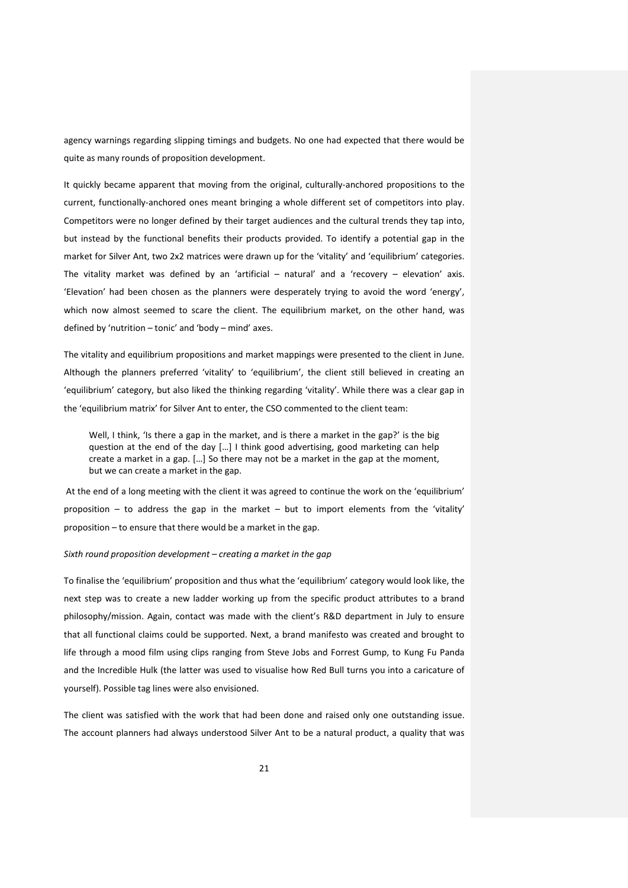agency warnings regarding slipping timings and budgets. No one had expected that there would be quite as many rounds of proposition development.

It quickly became apparent that moving from the original, culturally-anchored propositions to the current, functionally-anchored ones meant bringing a whole different set of competitors into play. Competitors were no longer defined by their target audiences and the cultural trends they tap into, but instead by the functional benefits their products provided. To identify a potential gap in the market for Silver Ant, two 2x2 matrices were drawn up for the 'vitality' and 'equilibrium' categories. The vitality market was defined by an 'artificial – natural' and a 'recovery – elevation' axis. 'Elevation' had been chosen as the planners were desperately trying to avoid the word 'energy', which now almost seemed to scare the client. The equilibrium market, on the other hand, was defined by 'nutrition – tonic' and 'body – mind' axes.

The vitality and equilibrium propositions and market mappings were presented to the client in June. Although the planners preferred 'vitality' to 'equilibrium', the client still believed in creating an 'equilibrium' category, but also liked the thinking regarding 'vitality'. While there was a clear gap in the 'equilibrium matrix' for Silver Ant to enter, the CSO commented to the client team:

> Well, I think, 'Is there a gap in the market, and is there a market in the gap?' is the big question at the end of the day […] I think good advertising, good marketing can help create a market in a gap. […] So there may not be a market in the gap at the moment, but we can create a market in the gap.

At the end of a long meeting with the client it was agreed to continue the work on the 'equilibrium' proposition – to address the gap in the market – but to import elements from the 'vitality' proposition – to ensure that there would be a market in the gap.

*Sixth round proposition development – creating a market in the gap*

To finalise the 'equilibrium' proposition and thus what the 'equilibrium' category would look like, the next step was to create a new ladder working up from the specific product attributes to a brand philosophy/mission. Again, contact was made with the client's R&D department in July to ensure that all functional claims could be supported. Next, a brand manifesto was created and brought to life through a mood film using clips ranging from Steve Jobs and Forrest Gump, to Kung Fu Panda and the Incredible Hulk (the latter was used to visualise how Red Bull turns you into a caricature of yourself). Possible tag lines were also envisioned.

The client was satisfied with the work that had been done and raised only one outstanding issue. The account planners had always understood Silver Ant to be a natural product, a quality that was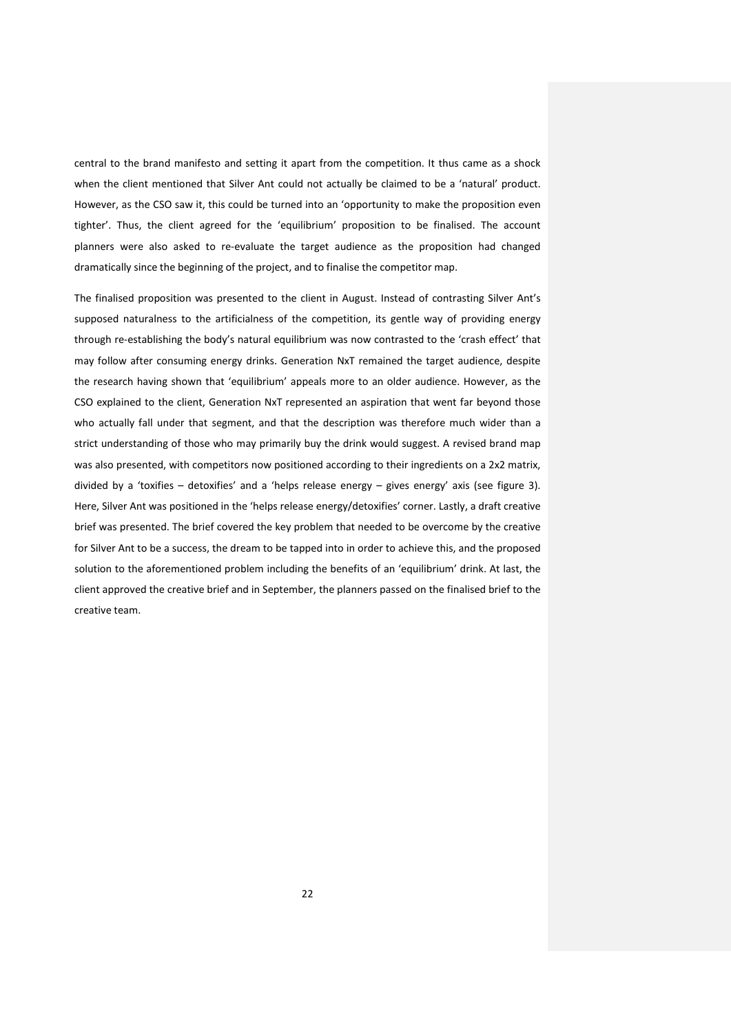central to the brand manifesto and setting it apart from the competition. It thus came as a shock when the client mentioned that Silver Ant could not actually be claimed to be a 'natural' product. However, as the CSO saw it, this could be turned into an 'opportunity to make the proposition even tighter'. Thus, the client agreed for the 'equilibrium' proposition to be finalised. The account planners were also asked to re-evaluate the target audience as the proposition had changed dramatically since the beginning of the project, and to finalise the competitor map.

The finalised proposition was presented to the client in August. Instead of contrasting Silver Ant's supposed naturalness to the artificialness of the competition, its gentle way of providing energy through re-establishing the body's natural equilibrium was now contrasted to the 'crash effect' that may follow after consuming energy drinks. Generation NxT remained the target audience, despite the research having shown that 'equilibrium' appeals more to an older audience. However, as the CSO explained to the client, Generation NxT represented an aspiration that went far beyond those who actually fall under that segment, and that the description was therefore much wider than a strict understanding of those who may primarily buy the drink would suggest. A revised brand map was also presented, with competitors now positioned according to their ingredients on a 2x2 matrix, divided by a 'toxifies – detoxifies' and a 'helps release energy – gives energy' axis (see figure 3). Here, Silver Ant was positioned in the 'helps release energy/detoxifies' corner. Lastly, a draft creative brief was presented. The brief covered the key problem that needed to be overcome by the creative for Silver Ant to be a success, the dream to be tapped into in order to achieve this, and the proposed solution to the aforementioned problem including the benefits of an 'equilibrium' drink. At last, the client approved the creative brief and in September, the planners passed on the finalised brief to the creative team.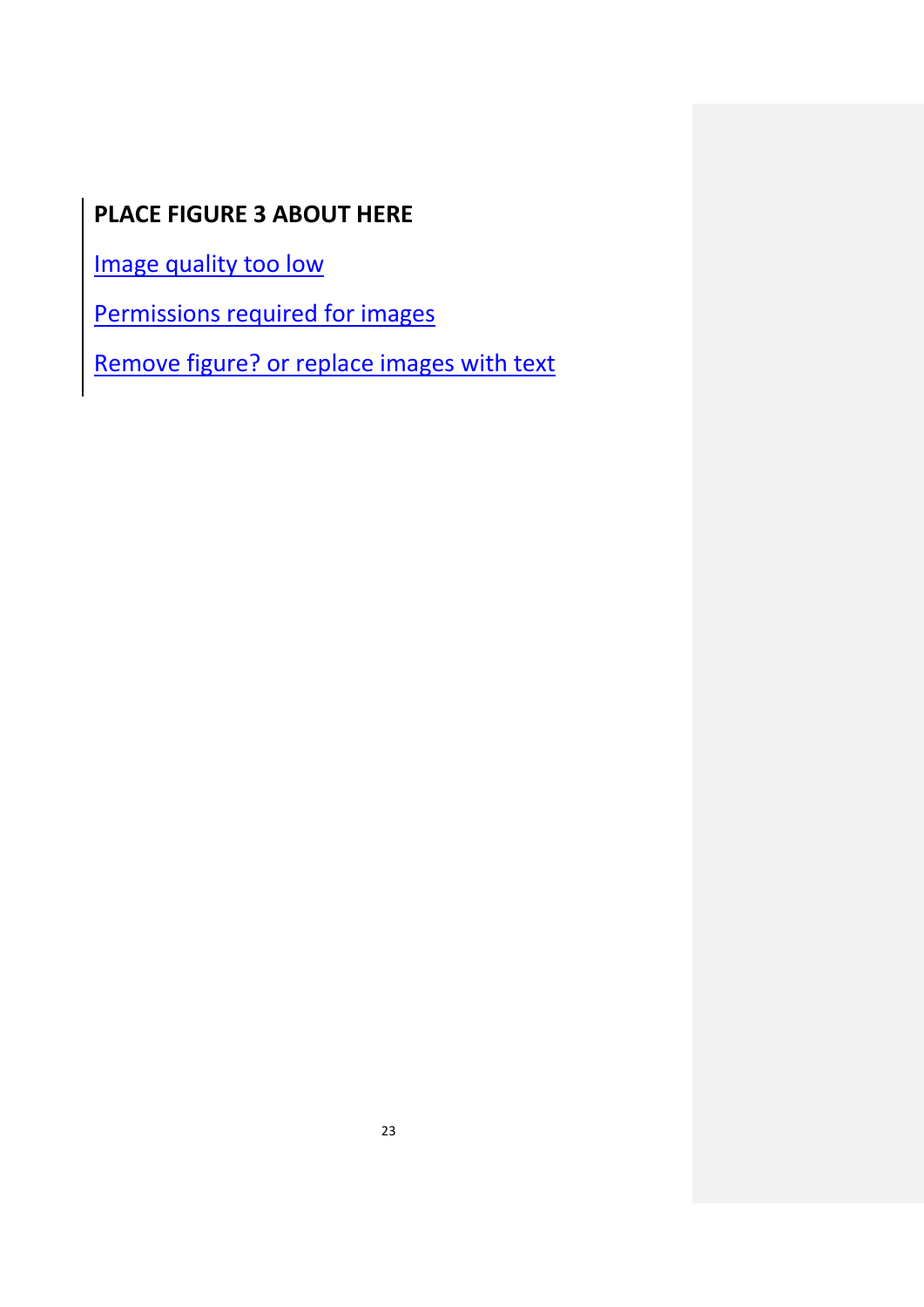**PLACE FIGURE 3 ABOUT HERE**

Image quality too low

Permissions required for images

Remove figure? or replace images with text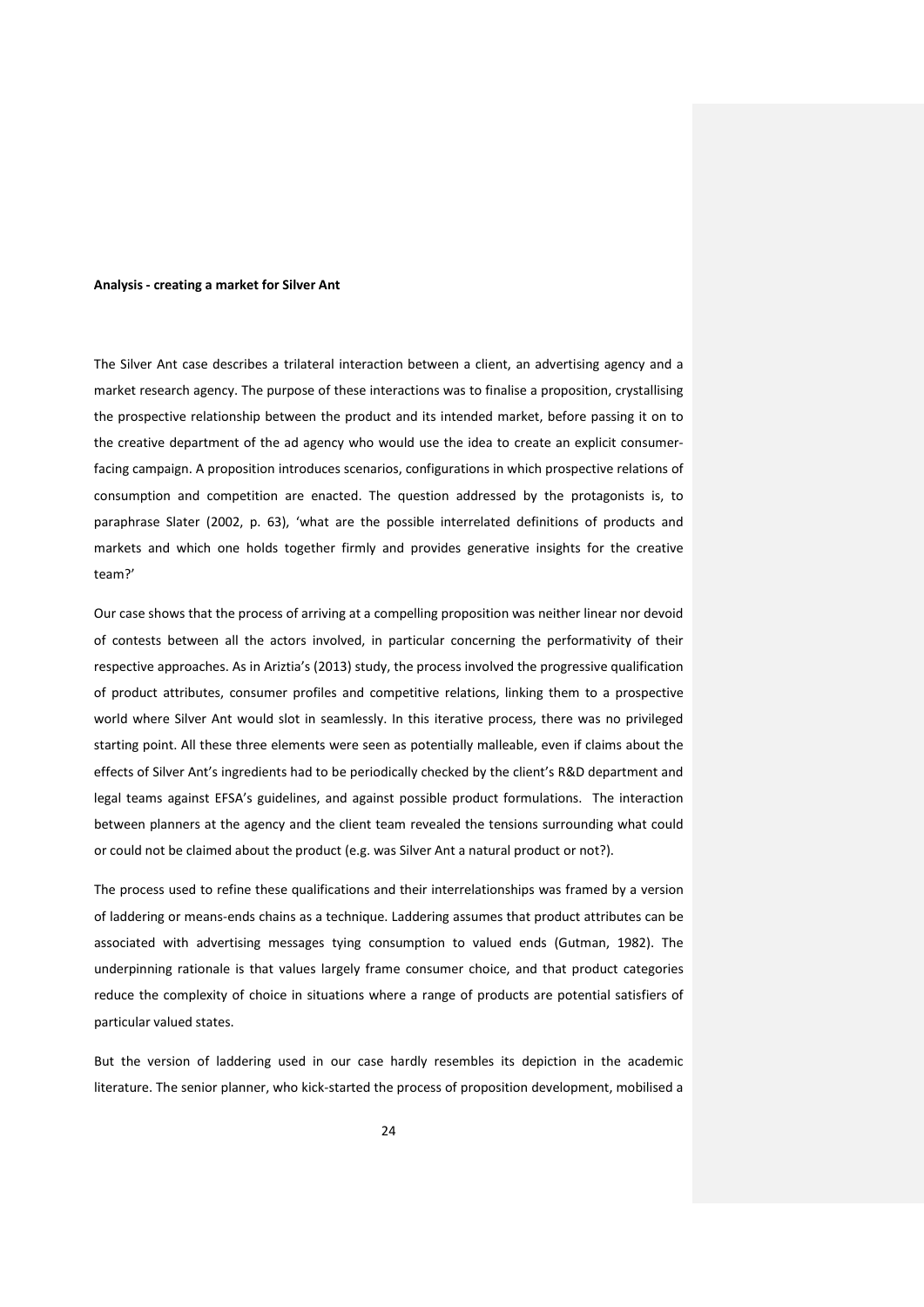**Analysis - creating a market for Silver Ant**

The Silver Ant case describes a trilateral interaction between a client, an advertising agency and a market research agency. The purpose of these interactions was to finalise a proposition, crystallising the prospective relationship between the product and its intended market, before passing it on to the creative department of the ad agency who would use the idea to create an explicit consumer-facing campaign. A proposition introduces scenarios, configurations in which prospective relations of consumption and competition are enacted. The question addressed by the protagonists is, to paraphrase Slater (2002, p. 63), 'what are the possible interrelated definitions of products and markets and which one holds together firmly and provides generative insights for the creative team?'

Our case shows that the process of arriving at a compelling proposition was neither linear nor devoid of contests between all the actors involved, in particular concerning the performativity of their respective approaches. As in Ariztia's (2013) study, the process involved the progressive qualification of product attributes, consumer profiles and competitive relations, linking them to a prospective world where Silver Ant would slot in seamlessly. In this iterative process, there was no privileged starting point. All these three elements were seen as potentially malleable, even if claims about the effects of Silver Ant's ingredients had to be periodically checked by the client's R&D department and legal teams against EFSA's guidelines, and against possible product formulations. The interaction between planners at the agency and the client team revealed the tensions surrounding what could or could not be claimed about the product (e.g. was Silver Ant a natural product or not?).

The process used to refine these qualifications and their interrelationships was framed by a version of laddering or means-ends chains as a technique. Laddering assumes that product attributes can be associated with advertising messages tying consumption to valued ends (Gutman, 1982). The underpinning rationale is that values largely frame consumer choice, and that product categories reduce the complexity of choice in situations where a range of products are potential satisfiers of particular valued states.

But the version of laddering used in our case hardly resembles its depiction in the academic literature. The senior planner, who kick-started the process of proposition development, mobilised a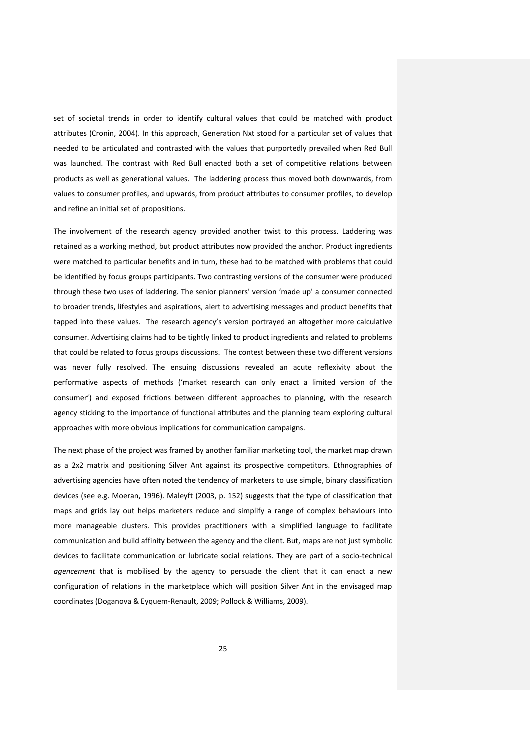set of societal trends in order to identify cultural values that could be matched with product attributes (Cronin, 2004). In this approach, Generation Nxt stood for a particular set of values that needed to be articulated and contrasted with the values that purportedly prevailed when Red Bull was launched. The contrast with Red Bull enacted both a set of competitive relations between products as well as generational values. The laddering process thus moved both downwards, from values to consumer profiles, and upwards, from product attributes to consumer profiles, to develop and refine an initial set of propositions.

The involvement of the research agency provided another twist to this process. Laddering was retained as a working method, but product attributes now provided the anchor. Product ingredients were matched to particular benefits and in turn, these had to be matched with problems that could be identified by focus groups participants. Two contrasting versions of the consumer were produced through these two uses of laddering. The senior planners' version 'made up' a consumer connected to broader trends, lifestyles and aspirations, alert to advertising messages and product benefits that tapped into these values. The research agency's version portrayed an altogether more calculative consumer. Advertising claims had to be tightly linked to product ingredients and related to problems that could be related to focus groups discussions. The contest between these two different versions was never fully resolved. The ensuing discussions revealed an acute reflexivity about the performative aspects of methods ('market research can only enact a limited version of the consumer') and exposed frictions between different approaches to planning, with the research agency sticking to the importance of functional attributes and the planning team exploring cultural approaches with more obvious implications for communication campaigns.

The next phase of the project was framed by another familiar marketing tool, the market map drawn as a 2x2 matrix and positioning Silver Ant against its prospective competitors. Ethnographies of advertising agencies have often noted the tendency of marketers to use simple, binary classification devices (see e.g. Moeran, 1996). Maleyft (2003, p. 152) suggests that the type of classification that maps and grids lay out helps marketers reduce and simplify a range of complex behaviours into more manageable clusters. This provides practitioners with a simplified language to facilitate communication and build affinity between the agency and the client. But, maps are not just symbolic devices to facilitate communication or lubricate social relations. They are part of a socio-technical *agencement* that is mobilised by the agency to persuade the client that it can enact a new configuration of relations in the marketplace which will position Silver Ant in the envisaged map coordinates (Doganova & Eyquem-Renault, 2009; Pollock & Williams, 2009).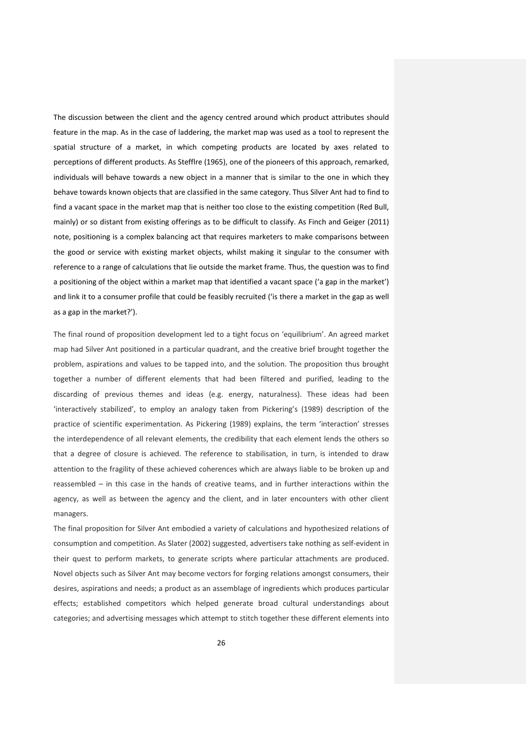The discussion between the client and the agency centred around which product attributes should feature in the map. As in the case of laddering, the market map was used as a tool to represent the spatial structure of a market, in which competing products are located by axes related to perceptions of different products. As Stefflre (1965), one of the pioneers of this approach, remarked, individuals will behave towards a new object in a manner that is similar to the one in which they behave towards known objects that are classified in the same category. Thus Silver Ant had to find to find a vacant space in the market map that is neither too close to the existing competition (Red Bull, mainly) or so distant from existing offerings as to be difficult to classify. As Finch and Geiger (2011) note, positioning is a complex balancing act that requires marketers to make comparisons between the good or service with existing market objects, whilst making it singular to the consumer with reference to a range of calculations that lie outside the market frame. Thus, the question was to find a positioning of the object within a market map that identified a vacant space ('a gap in the market') and link it to a consumer profile that could be feasibly recruited ('is there a market in the gap as well as a gap in the market?').

The final round of proposition development led to a tight focus on 'equilibrium'. An agreed market map had Silver Ant positioned in a particular quadrant, and the creative brief brought together the problem, aspirations and values to be tapped into, and the solution. The proposition thus brought together a number of different elements that had been filtered and purified, leading to the discarding of previous themes and ideas (e.g. energy, naturalness). These ideas had been 'interactively stabilized', to employ an analogy taken from Pickering's (1989) description of the practice of scientific experimentation. As Pickering (1989) explains, the term 'interaction' stresses the interdependence of all relevant elements, the credibility that each element lends the others so that a degree of closure is achieved. The reference to stabilisation, in turn, is intended to draw attention to the fragility of these achieved coherences which are always liable to be broken up and reassembled – in this case in the hands of creative teams, and in further interactions within the agency, as well as between the agency and the client, and in later encounters with other client managers.

The final proposition for Silver Ant embodied a variety of calculations and hypothesized relations of consumption and competition. As Slater (2002) suggested, advertisers take nothing as self-evident in their quest to perform markets, to generate scripts where particular attachments are produced. Novel objects such as Silver Ant may become vectors for forging relations amongst consumers, their desires, aspirations and needs; a product as an assemblage of ingredients which produces particular effects; established competitors which helped generate broad cultural understandings about categories; and advertising messages which attempt to stitch together these different elements into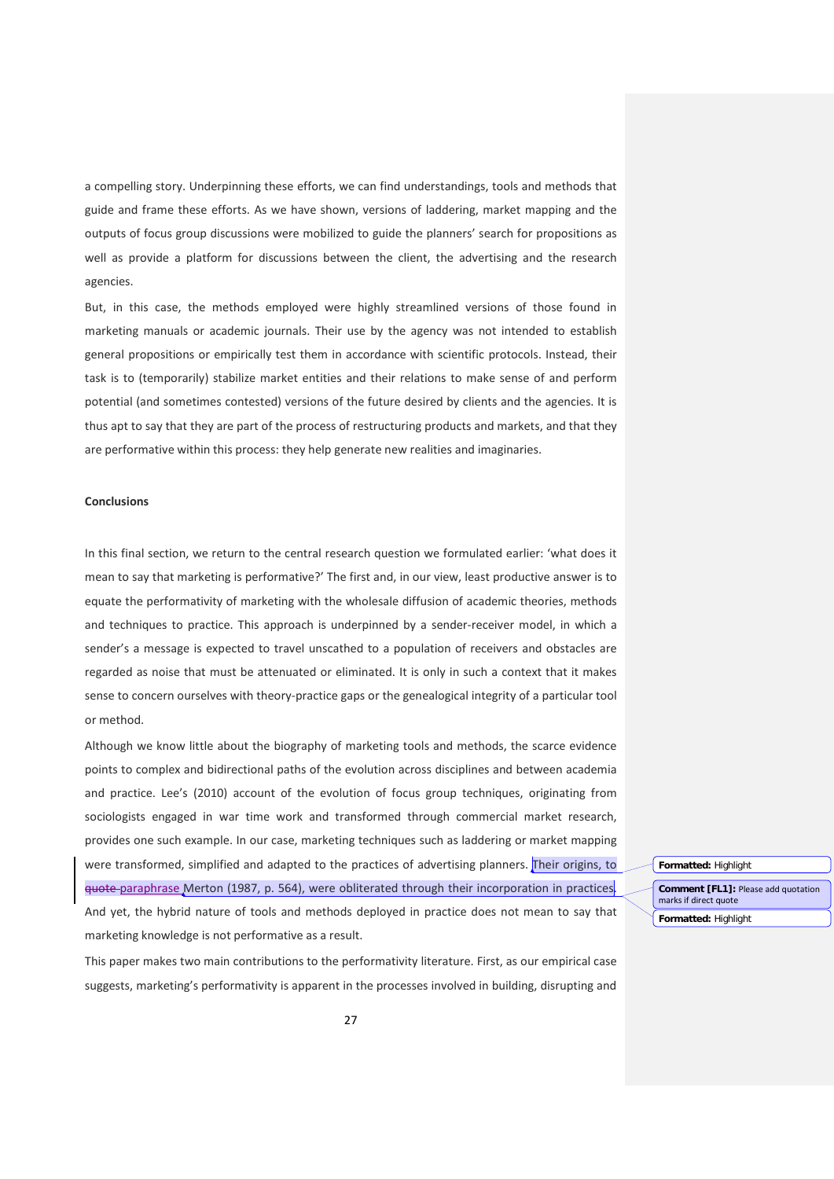a compelling story. Underpinning these efforts, we can find understandings, tools and methods that guide and frame these efforts. As we have shown, versions of laddering, market mapping and the outputs of focus group discussions were mobilized to guide the planners' search for propositions as well as provide a platform for discussions between the client, the advertising and the research agencies.

But, in this case, the methods employed were highly streamlined versions of those found in marketing manuals or academic journals. Their use by the agency was not intended to establish general propositions or empirically test them in accordance with scientific protocols. Instead, their task is to (temporarily) stabilize market entities and their relations to make sense of and perform potential (and sometimes contested) versions of the future desired by clients and the agencies. It is thus apt to say that they are part of the process of restructuring products and markets, and that they are performative within this process: they help generate new realities and imaginaries.

**Conclusions**

In this final section, we return to the central research question we formulated earlier: 'what does it mean to say that marketing is performative?' The first and, in our view, least productive answer is to equate the performativity of marketing with the wholesale diffusion of academic theories, methods and techniques to practice. This approach is underpinned by a sender-receiver model, in which a sender's a message is expected to travel unscathed to a population of receivers and obstacles are regarded as noise that must be attenuated or eliminated. It is only in such a context that it makes sense to concern ourselves with theory-practice gaps or the genealogical integrity of a particular tool or method.

Although we know little about the biography of marketing tools and methods, the scarce evidence points to complex and bidirectional paths of the evolution across disciplines and between academia and practice. Lee's (2010) account of the evolution of focus group techniques, originating from sociologists engaged in war time work and transformed through commercial market research, provides one such example. In our case, marketing techniques such as laddering or market mapping were transformed, simplified and adapted to the practices of advertising planners. Their origins, to ~~quote~~ paraphrase Merton (1987, p. 564), were obliterated through their incorporation in practices. And yet, the hybrid nature of tools and methods deployed in practice does not mean to say that marketing knowledge is not performative as a result.

This paper makes two main contributions to the performativity literature. First, as our empirical case suggests, marketing's performativity is apparent in the processes involved in building, disrupting and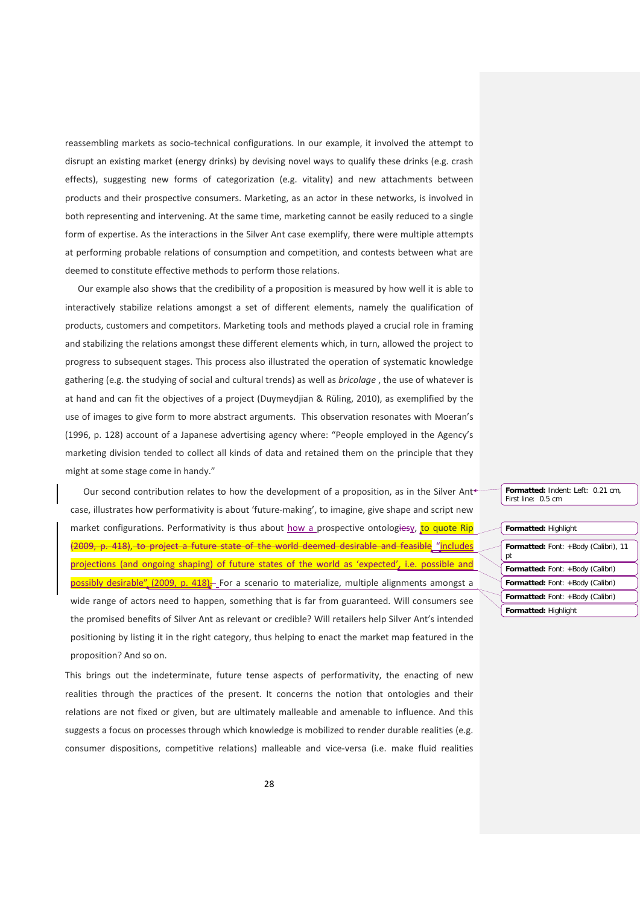reassembling markets as socio-technical configurations. In our example, it involved the attempt to disrupt an existing market (energy drinks) by devising novel ways to qualify these drinks (e.g. crash effects), suggesting new forms of categorization (e.g. vitality) and new attachments between products and their prospective consumers. Marketing, as an actor in these networks, is involved in both representing and intervening. At the same time, marketing cannot be easily reduced to a single form of expertise. As the interactions in the Silver Ant case exemplify, there were multiple attempts at performing probable relations of consumption and competition, and contests between what are deemed to constitute effective methods to perform those relations.

Our example also shows that the credibility of a proposition is measured by how well it is able to interactively stabilize relations amongst a set of different elements, namely the qualification of products, customers and competitors. Marketing tools and methods played a crucial role in framing and stabilizing the relations amongst these different elements which, in turn, allowed the project to progress to subsequent stages. This process also illustrated the operation of systematic knowledge gathering (e.g. the studying of social and cultural trends) as well as *bricolage* , the use of whatever is at hand and can fit the objectives of a project (Duymeydjian & Rüling, 2010), as exemplified by the use of images to give form to more abstract arguments. This observation resonates with Moeran's (1996, p. 128) account of a Japanese advertising agency where: "People employed in the Agency's marketing division tended to collect all kinds of data and retained them on the principle that they might at some stage come in handy."

Our second contribution relates to how the development of a proposition, as in the Silver Ant case, illustrates how performativity is about 'future-making', to imagine, give shape and script new market configurations. Performativity is thus about how a prospective ontology, to quote Rip "includes projections (and ongoing shaping) of future states of the world as 'expected', i.e. possible and possibly desirable" (2009, p. 418). For a scenario to materialize, multiple alignments amongst a wide range of actors need to happen, something that is far from guaranteed. Will consumers see the promised benefits of Silver Ant as relevant or credible? Will retailers help Silver Ant's intended positioning by listing it in the right category, thus helping to enact the market map featured in the proposition? And so on.

This brings out the indeterminate, future tense aspects of performativity, the enacting of new realities through the practices of the present. It concerns the notion that ontologies and their relations are not fixed or given, but are ultimately malleable and amenable to influence. And this suggests a focus on processes through which knowledge is mobilized to render durable realities (e.g. consumer dispositions, competitive relations) malleable and vice-versa (i.e. make fluid realities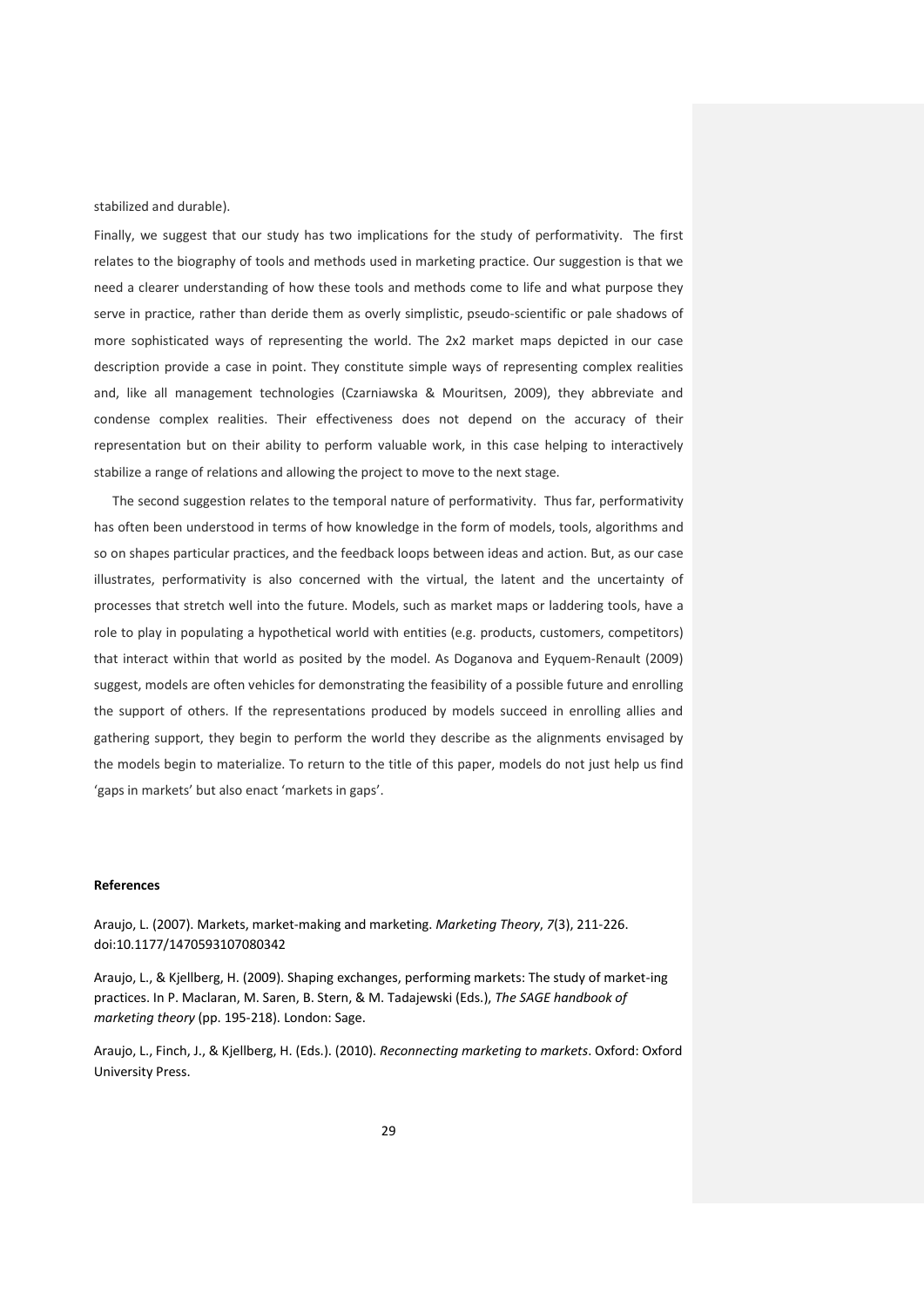stabilized and durable).

Finally, we suggest that our study has two implications for the study of performativity. The first relates to the biography of tools and methods used in marketing practice. Our suggestion is that we need a clearer understanding of how these tools and methods come to life and what purpose they serve in practice, rather than deride them as overly simplistic, pseudo-scientific or pale shadows of more sophisticated ways of representing the world. The 2x2 market maps depicted in our case description provide a case in point. They constitute simple ways of representing complex realities and, like all management technologies (Czarniawska & Mouritsen, 2009), they abbreviate and condense complex realities. Their effectiveness does not depend on the accuracy of their representation but on their ability to perform valuable work, in this case helping to interactively stabilize a range of relations and allowing the project to move to the next stage.

The second suggestion relates to the temporal nature of performativity. Thus far, performativity has often been understood in terms of how knowledge in the form of models, tools, algorithms and so on shapes particular practices, and the feedback loops between ideas and action. But, as our case illustrates, performativity is also concerned with the virtual, the latent and the uncertainty of processes that stretch well into the future. Models, such as market maps or laddering tools, have a role to play in populating a hypothetical world with entities (e.g. products, customers, competitors) that interact within that world as posited by the model. As Doganova and Eyquem-Renault (2009) suggest, models are often vehicles for demonstrating the feasibility of a possible future and enrolling the support of others. If the representations produced by models succeed in enrolling allies and gathering support, they begin to perform the world they describe as the alignments envisaged by the models begin to materialize. To return to the title of this paper, models do not just help us find 'gaps in markets' but also enact 'markets in gaps'.

**References**

Araujo, L. (2007). Markets, market-making and marketing. *Marketing Theory*, *7*(3), 211-226. doi:10.1177/1470593107080342

Araujo, L., & Kjellberg, H. (2009). Shaping exchanges, performing markets: The study of market-ing practices. In P. Maclaran, M. Saren, B. Stern, & M. Tadajewski (Eds.), *The SAGE handbook of marketing theory* (pp. 195-218). London: Sage.

Araujo, L., Finch, J., & Kjellberg, H. (Eds.). (2010). *Reconnecting marketing to markets*. Oxford: Oxford University Press.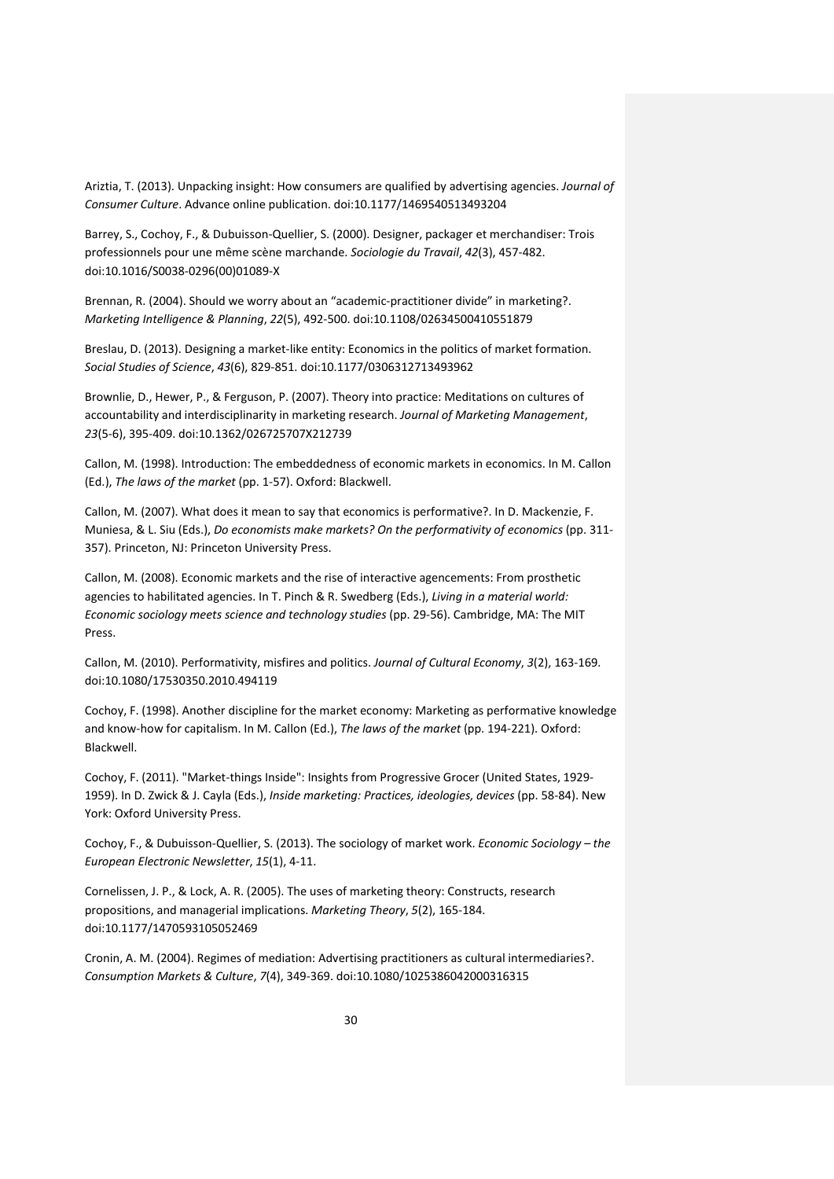Ariztia, T. (2013). Unpacking insight: How consumers are qualified by advertising agencies. *Journal of Consumer Culture*. Advance online publication. doi:10.1177/1469540513493204

Barrey, S., Cochoy, F., & Dubuisson-Quellier, S. (2000). Designer, packager et merchandiser: Trois professionnels pour une même scène marchande. *Sociologie du Travail*, *42*(3), 457-482. doi:10.1016/S0038-0296(00)01089-X

Brennan, R. (2004). Should we worry about an "academic-practitioner divide" in marketing?. *Marketing Intelligence & Planning*, *22*(5), 492-500. doi:10.1108/02634500410551879

Breslau, D. (2013). Designing a market-like entity: Economics in the politics of market formation. *Social Studies of Science*, *43*(6), 829-851. doi:10.1177/0306312713493962

Brownlie, D., Hewer, P., & Ferguson, P. (2007). Theory into practice: Meditations on cultures of accountability and interdisciplinarity in marketing research. *Journal of Marketing Management*, *23*(5-6), 395-409. doi:10.1362/026725707X212739

Callon, M. (1998). Introduction: The embeddedness of economic markets in economics. In M. Callon (Ed.), *The laws of the market* (pp. 1-57). Oxford: Blackwell.

Callon, M. (2007). What does it mean to say that economics is performative?. In D. Mackenzie, F. Muniesa, & L. Siu (Eds.), *Do economists make markets? On the performativity of economics* (pp. 311-357). Princeton, NJ: Princeton University Press.

Callon, M. (2008). Economic markets and the rise of interactive agencements: From prosthetic agencies to habilitated agencies. In T. Pinch & R. Swedberg (Eds.), *Living in a material world: Economic sociology meets science and technology studies* (pp. 29-56). Cambridge, MA: The MIT Press.

Callon, M. (2010). Performativity, misfires and politics. *Journal of Cultural Economy*, *3*(2), 163-169. doi:10.1080/17530350.2010.494119

Cochoy, F. (1998). Another discipline for the market economy: Marketing as performative knowledge and know-how for capitalism. In M. Callon (Ed.), *The laws of the market* (pp. 194-221). Oxford: Blackwell.

Cochoy, F. (2011). "Market-things Inside": Insights from Progressive Grocer (United States, 1929-1959). In D. Zwick & J. Cayla (Eds.), *Inside marketing: Practices, ideologies, devices* (pp. 58-84). New York: Oxford University Press.

Cochoy, F., & Dubuisson-Quellier, S. (2013). The sociology of market work. *Economic Sociology – the European Electronic Newsletter*, *15*(1), 4-11.

Cornelissen, J. P., & Lock, A. R. (2005). The uses of marketing theory: Constructs, research propositions, and managerial implications. *Marketing Theory*, *5*(2), 165-184. doi:10.1177/1470593105052469

Cronin, A. M. (2004). Regimes of mediation: Advertising practitioners as cultural intermediaries?. *Consumption Markets & Culture*, *7*(4), 349-369. doi:10.1080/1025386042000316315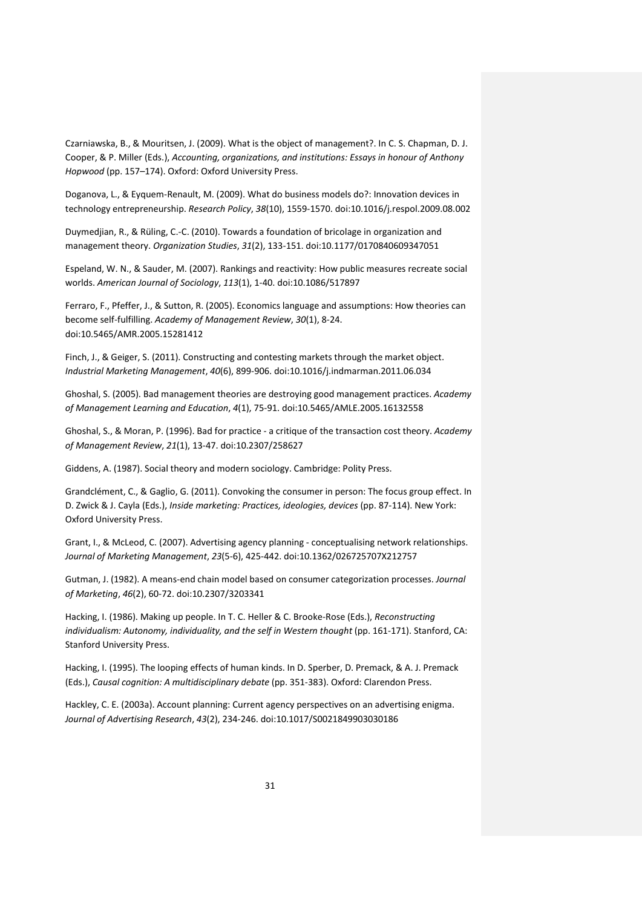Czarniawska, B., & Mouritsen, J. (2009). What is the object of management?. In C. S. Chapman, D. J. Cooper, & P. Miller (Eds.), *Accounting, organizations, and institutions: Essays in honour of Anthony Hopwood* (pp. 157–174). Oxford: Oxford University Press.

Doganova, L., & Eyquem-Renault, M. (2009). What do business models do?: Innovation devices in technology entrepreneurship. *Research Policy*, *38*(10), 1559-1570. doi:10.1016/j.respol.2009.08.002

Duymedjian, R., & Rüling, C.-C. (2010). Towards a foundation of bricolage in organization and management theory. *Organization Studies*, *31*(2), 133-151. doi:10.1177/0170840609347051

Espeland, W. N., & Sauder, M. (2007). Rankings and reactivity: How public measures recreate social worlds. *American Journal of Sociology*, *113*(1), 1-40. doi:10.1086/517897

Ferraro, F., Pfeffer, J., & Sutton, R. (2005). Economics language and assumptions: How theories can become self-fulfilling. *Academy of Management Review*, *30*(1), 8-24. doi:10.5465/AMR.2005.15281412

Finch, J., & Geiger, S. (2011). Constructing and contesting markets through the market object. *Industrial Marketing Management*, *40*(6), 899-906. doi:10.1016/j.indmarman.2011.06.034

Ghoshal, S. (2005). Bad management theories are destroying good management practices. *Academy of Management Learning and Education*, *4*(1), 75-91. doi:10.5465/AMLE.2005.16132558

Ghoshal, S., & Moran, P. (1996). Bad for practice - a critique of the transaction cost theory. *Academy of Management Review*, *21*(1), 13-47. doi:10.2307/258627

Giddens, A. (1987). Social theory and modern sociology. Cambridge: Polity Press.

Grandclément, C., & Gaglio, G. (2011). Convoking the consumer in person: The focus group effect. In D. Zwick & J. Cayla (Eds.), *Inside marketing: Practices, ideologies, devices* (pp. 87-114). New York: Oxford University Press.

Grant, I., & McLeod, C. (2007). Advertising agency planning - conceptualising network relationships. *Journal of Marketing Management*, *23*(5-6), 425-442. doi:10.1362/026725707X212757

Gutman, J. (1982). A means-end chain model based on consumer categorization processes. *Journal of Marketing*, *46*(2), 60-72. doi:10.2307/3203341

Hacking, I. (1986). Making up people. In T. C. Heller & C. Brooke-Rose (Eds.), *Reconstructing individualism: Autonomy, individuality, and the self in Western thought* (pp. 161-171). Stanford, CA: Stanford University Press.

Hacking, I. (1995). The looping effects of human kinds. In D. Sperber, D. Premack, & A. J. Premack (Eds.), *Causal cognition: A multidisciplinary debate* (pp. 351-383). Oxford: Clarendon Press.

Hackley, C. E. (2003a). Account planning: Current agency perspectives on an advertising enigma. *Journal of Advertising Research*, *43*(2), 234-246. doi:10.1017/S0021849903030186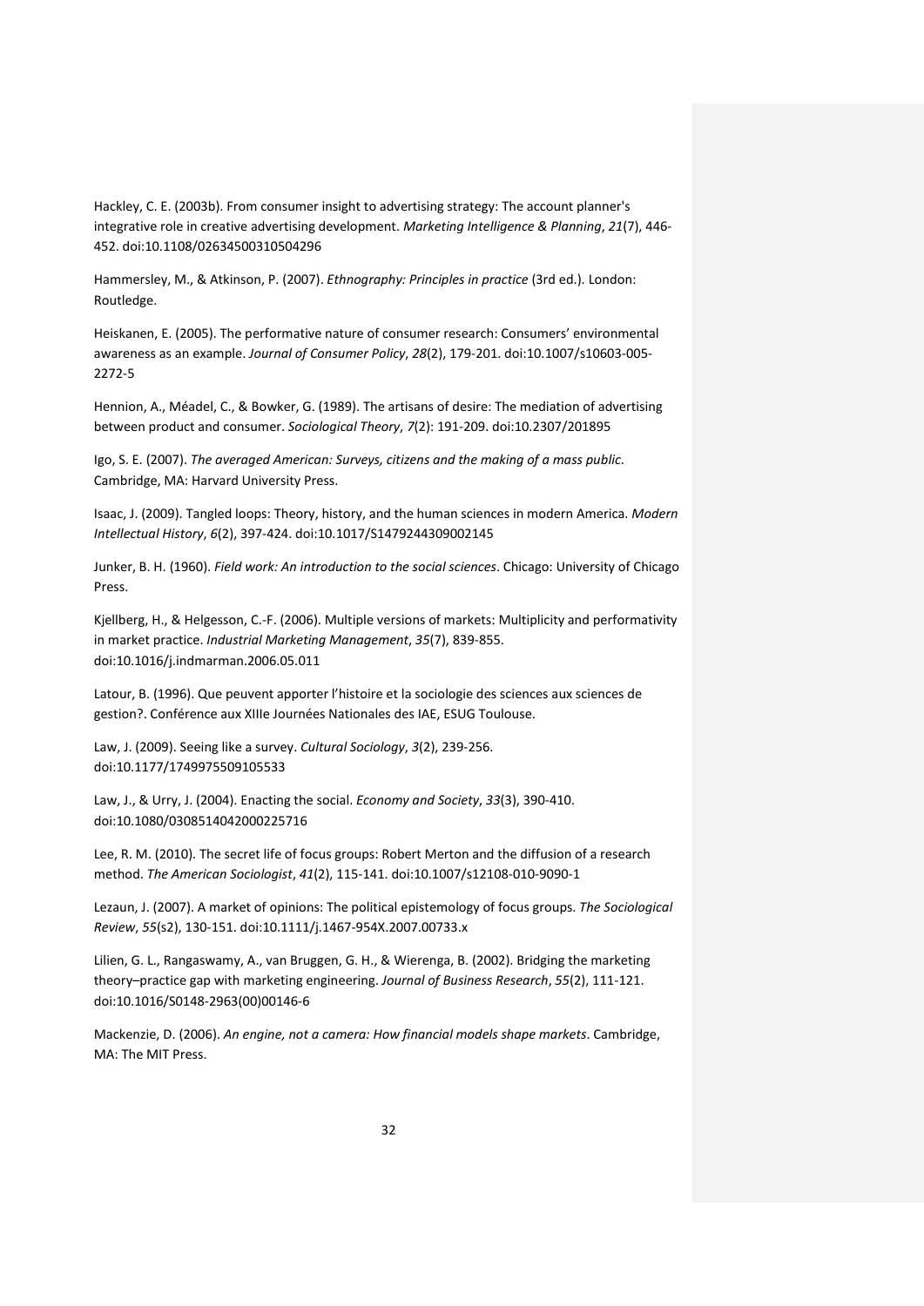Hackley, C. E. (2003b). From consumer insight to advertising strategy: The account planner's integrative role in creative advertising development. *Marketing Intelligence & Planning*, *21*(7), 446-452. doi:10.1108/02634500310504296

Hammersley, M., & Atkinson, P. (2007). *Ethnography: Principles in practice* (3rd ed.). London: Routledge.

Heiskanen, E. (2005). The performative nature of consumer research: Consumers' environmental awareness as an example. *Journal of Consumer Policy*, *28*(2), 179-201. doi:10.1007/s10603-005-2272-5

Hennion, A., Méadel, C., & Bowker, G. (1989). The artisans of desire: The mediation of advertising between product and consumer. *Sociological Theory*, *7*(2): 191-209. doi:10.2307/201895

Igo, S. E. (2007). *The averaged American: Surveys, citizens and the making of a mass public*. Cambridge, MA: Harvard University Press.

Isaac, J. (2009). Tangled loops: Theory, history, and the human sciences in modern America. *Modern Intellectual History*, *6*(2), 397-424. doi:10.1017/S1479244309002145

Junker, B. H. (1960). *Field work: An introduction to the social sciences*. Chicago: University of Chicago Press.

Kjellberg, H., & Helgesson, C.-F. (2006). Multiple versions of markets: Multiplicity and performativity in market practice. *Industrial Marketing Management*, *35*(7), 839-855. doi:10.1016/j.indmarman.2006.05.011

Latour, B. (1996). Que peuvent apporter l'histoire et la sociologie des sciences aux sciences de gestion?. Conférence aux XIIIe Journées Nationales des IAE, ESUG Toulouse.

Law, J. (2009). Seeing like a survey. *Cultural Sociology*, *3*(2), 239-256. doi:10.1177/1749975509105533

Law, J., & Urry, J. (2004). Enacting the social. *Economy and Society*, *33*(3), 390-410. doi:10.1080/0308514042000225716

Lee, R. M. (2010). The secret life of focus groups: Robert Merton and the diffusion of a research method. *The American Sociologist*, *41*(2), 115-141. doi:10.1007/s12108-010-9090-1

Lezaun, J. (2007). A market of opinions: The political epistemology of focus groups. *The Sociological Review*, *55*(s2), 130-151. doi:10.1111/j.1467-954X.2007.00733.x

Lilien, G. L., Rangaswamy, A., van Bruggen, G. H., & Wierenga, B. (2002). Bridging the marketing theory–practice gap with marketing engineering. *Journal of Business Research*, *55*(2), 111-121. doi:10.1016/S0148-2963(00)00146-6

Mackenzie, D. (2006). *An engine, not a camera: How financial models shape markets*. Cambridge, MA: The MIT Press.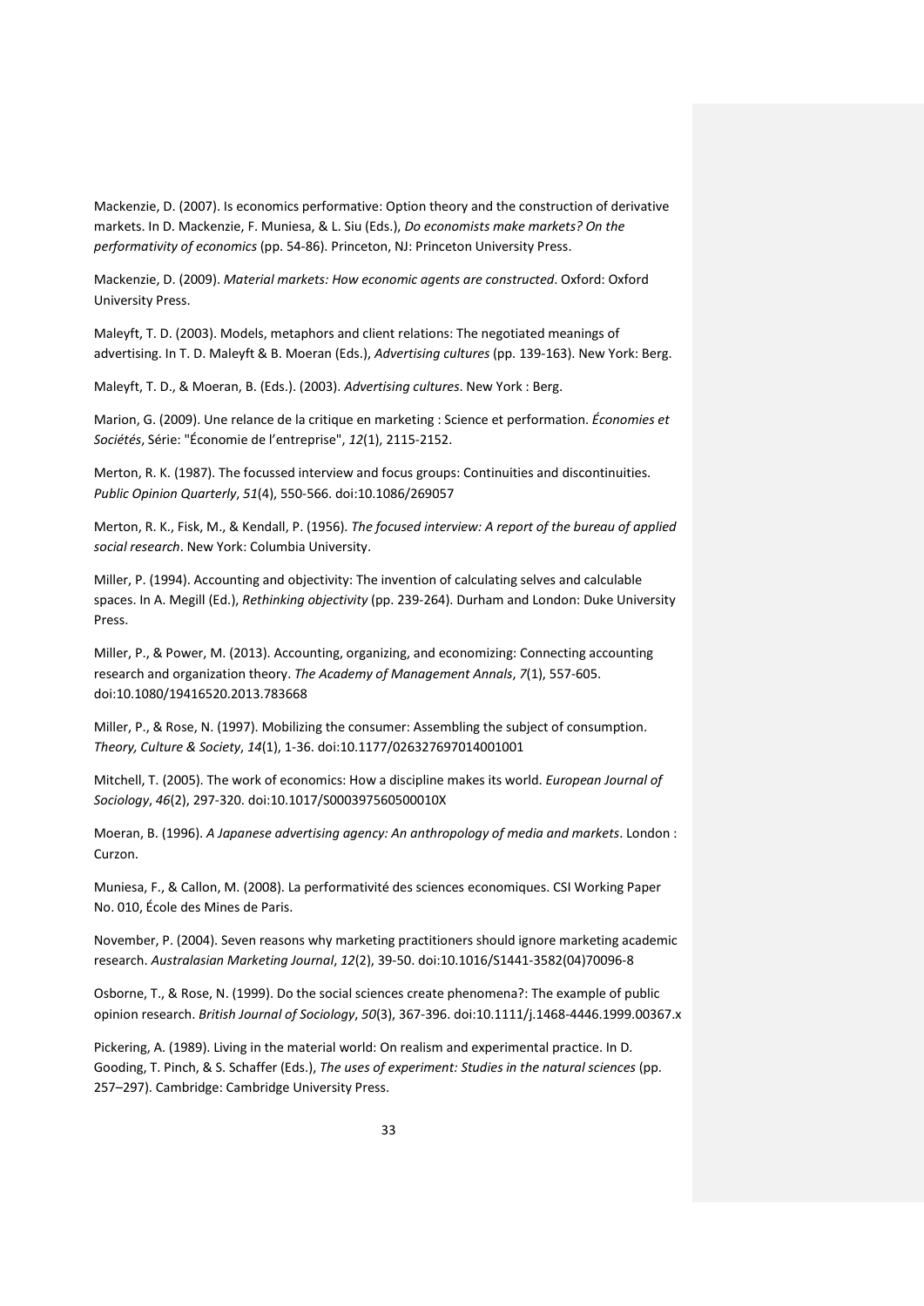Mackenzie, D. (2007). Is economics performative: Option theory and the construction of derivative markets. In D. Mackenzie, F. Muniesa, & L. Siu (Eds.), *Do economists make markets? On the performativity of economics* (pp. 54-86). Princeton, NJ: Princeton University Press.

Mackenzie, D. (2009). *Material markets: How economic agents are constructed*. Oxford: Oxford University Press.

Maleyft, T. D. (2003). Models, metaphors and client relations: The negotiated meanings of advertising. In T. D. Maleyft & B. Moeran (Eds.), *Advertising cultures* (pp. 139-163). New York: Berg.

Maleyft, T. D., & Moeran, B. (Eds.). (2003). *Advertising cultures*. New York : Berg.

Marion, G. (2009). Une relance de la critique en marketing : Science et performation. *Économies et Sociétés*, Série: "Économie de l'entreprise", *12*(1), 2115-2152.

Merton, R. K. (1987). The focussed interview and focus groups: Continuities and discontinuities. *Public Opinion Quarterly*, *51*(4), 550-566. doi:10.1086/269057

Merton, R. K., Fisk, M., & Kendall, P. (1956). *The focused interview: A report of the bureau of applied social research*. New York: Columbia University.

Miller, P. (1994). Accounting and objectivity: The invention of calculating selves and calculable spaces. In A. Megill (Ed.), *Rethinking objectivity* (pp. 239-264). Durham and London: Duke University Press.

Miller, P., & Power, M. (2013). Accounting, organizing, and economizing: Connecting accounting research and organization theory. *The Academy of Management Annals*, *7*(1), 557-605. doi:10.1080/19416520.2013.783668

Miller, P., & Rose, N. (1997). Mobilizing the consumer: Assembling the subject of consumption. *Theory, Culture & Society*, *14*(1), 1-36. doi:10.1177/026327697014001001

Mitchell, T. (2005). The work of economics: How a discipline makes its world. *European Journal of Sociology*, *46*(2), 297-320. doi:10.1017/S000397560500010X

Moeran, B. (1996). *A Japanese advertising agency: An anthropology of media and markets*. London : Curzon.

Muniesa, F., & Callon, M. (2008). La performativité des sciences economiques. CSI Working Paper No. 010, École des Mines de Paris.

November, P. (2004). Seven reasons why marketing practitioners should ignore marketing academic research. *Australasian Marketing Journal*, *12*(2), 39-50. doi:10.1016/S1441-3582(04)70096-8

Osborne, T., & Rose, N. (1999). Do the social sciences create phenomena?: The example of public opinion research. *British Journal of Sociology*, *50*(3), 367-396. doi:10.1111/j.1468-4446.1999.00367.x

Pickering, A. (1989). Living in the material world: On realism and experimental practice. In D. Gooding, T. Pinch, & S. Schaffer (Eds.), *The uses of experiment: Studies in the natural sciences* (pp. 257–297). Cambridge: Cambridge University Press.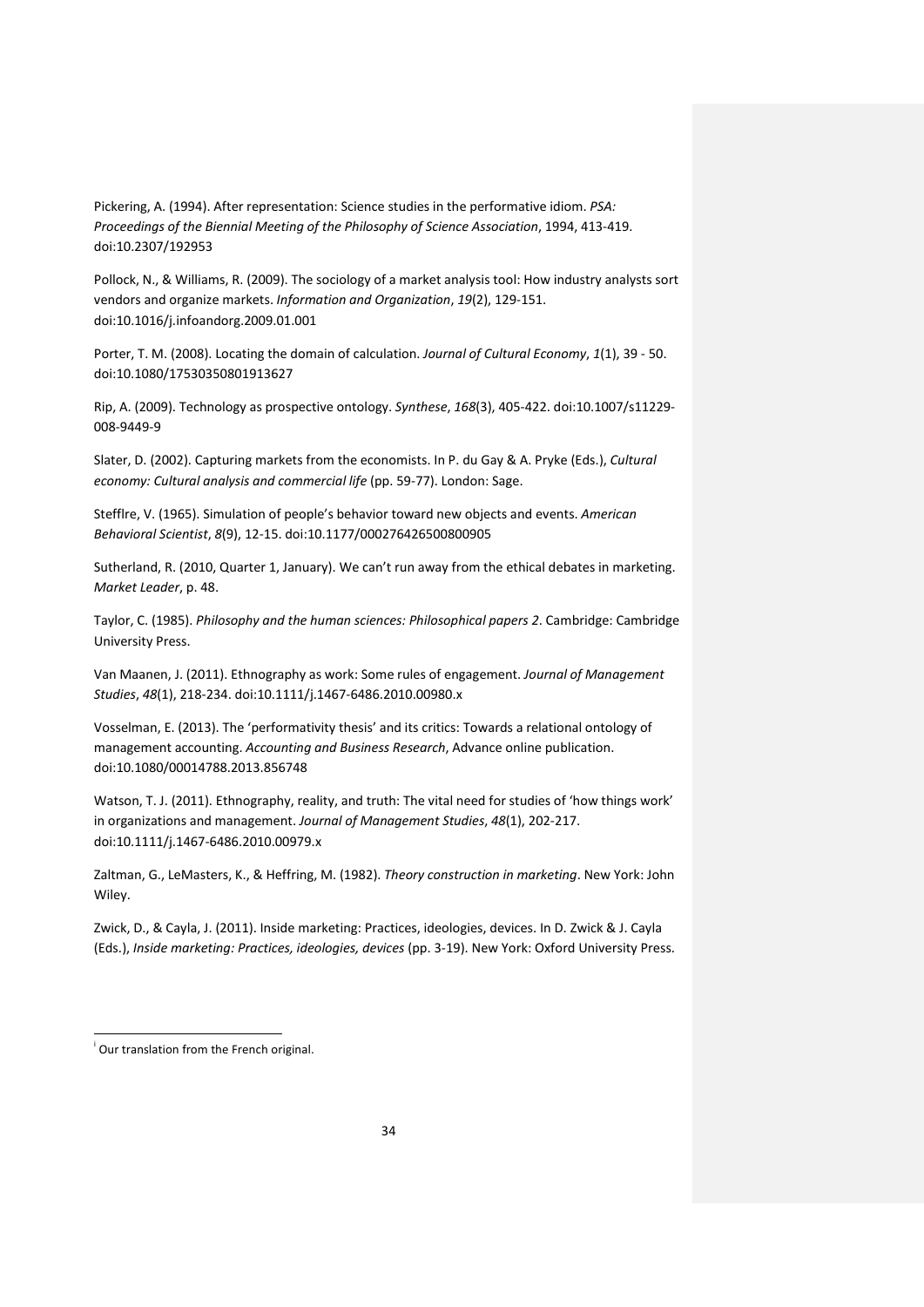Pickering, A. (1994). After representation: Science studies in the performative idiom. *PSA: Proceedings of the Biennial Meeting of the Philosophy of Science Association*, 1994, 413-419. doi:10.2307/192953

Pollock, N., & Williams, R. (2009). The sociology of a market analysis tool: How industry analysts sort vendors and organize markets. *Information and Organization*, *19*(2), 129-151. doi:10.1016/j.infoandorg.2009.01.001

Porter, T. M. (2008). Locating the domain of calculation. *Journal of Cultural Economy*, *1*(1), 39 - 50. doi:10.1080/17530350801913627

Rip, A. (2009). Technology as prospective ontology. *Synthese*, *168*(3), 405-422. doi:10.1007/s11229-008-9449-9

Slater, D. (2002). Capturing markets from the economists. In P. du Gay & A. Pryke (Eds.), *Cultural economy: Cultural analysis and commercial life* (pp. 59-77). London: Sage.

Stefflre, V. (1965). Simulation of people's behavior toward new objects and events. *American Behavioral Scientist*, *8*(9), 12-15. doi:10.1177/000276426500800905

Sutherland, R. (2010, Quarter 1, January). We can't run away from the ethical debates in marketing. *Market Leader*, p. 48.

Taylor, C. (1985). *Philosophy and the human sciences: Philosophical papers 2*. Cambridge: Cambridge University Press.

Van Maanen, J. (2011). Ethnography as work: Some rules of engagement. *Journal of Management Studies*, *48*(1), 218-234. doi:10.1111/j.1467-6486.2010.00980.x

Vosselman, E. (2013). The 'performativity thesis' and its critics: Towards a relational ontology of management accounting. *Accounting and Business Research*, Advance online publication. doi:10.1080/00014788.2013.856748

Watson, T. J. (2011). Ethnography, reality, and truth: The vital need for studies of 'how things work' in organizations and management. *Journal of Management Studies*, *48*(1), 202-217. doi:10.1111/j.1467-6486.2010.00979.x

Zaltman, G., LeMasters, K., & Heffring, M. (1982). *Theory construction in marketing*. New York: John Wiley.

Zwick, D., & Cayla, J. (2011). Inside marketing: Practices, ideologies, devices. In D. Zwick & J. Cayla (Eds.), *Inside marketing: Practices, ideologies, devices* (pp. 3-19). New York: Oxford University Press.

---

[i] Our translation from the French original.